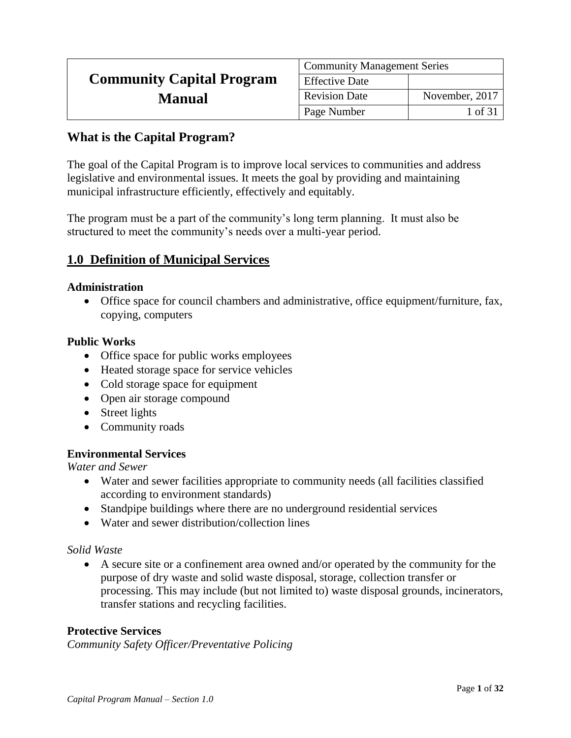| Community Capital Program Manual | Community Management Series | |
|---|---|---|
| | Effective Date | |
| | Revision Date | November, 2017 |
| | Page Number | 1 of 31 |

## What is the Capital Program?

The goal of the Capital Program is to improve local services to communities and address legislative and environmental issues. It meets the goal by providing and maintaining municipal infrastructure efficiently, effectively and equitably.

The program must be a part of the community's long term planning. It must also be structured to meet the community's needs over a multi-year period.

## 1.0 Definition of Municipal Services

**Administration**

- Office space for council chambers and administrative, office equipment/furniture, fax, copying, computers

**Public Works**

- Office space for public works employees
- Heated storage space for service vehicles
- Cold storage space for equipment
- Open air storage compound
- Street lights
- Community roads

**Environmental Services**

*Water and Sewer*

- Water and sewer facilities appropriate to community needs (all facilities classified according to environment standards)
- Standpipe buildings where there are no underground residential services
- Water and sewer distribution/collection lines

*Solid Waste*

- A secure site or a confinement area owned and/or operated by the community for the purpose of dry waste and solid waste disposal, storage, collection transfer or processing. This may include (but not limited to) waste disposal grounds, incinerators, transfer stations and recycling facilities.

**Protective Services**

*Community Safety Officer/Preventative Policing*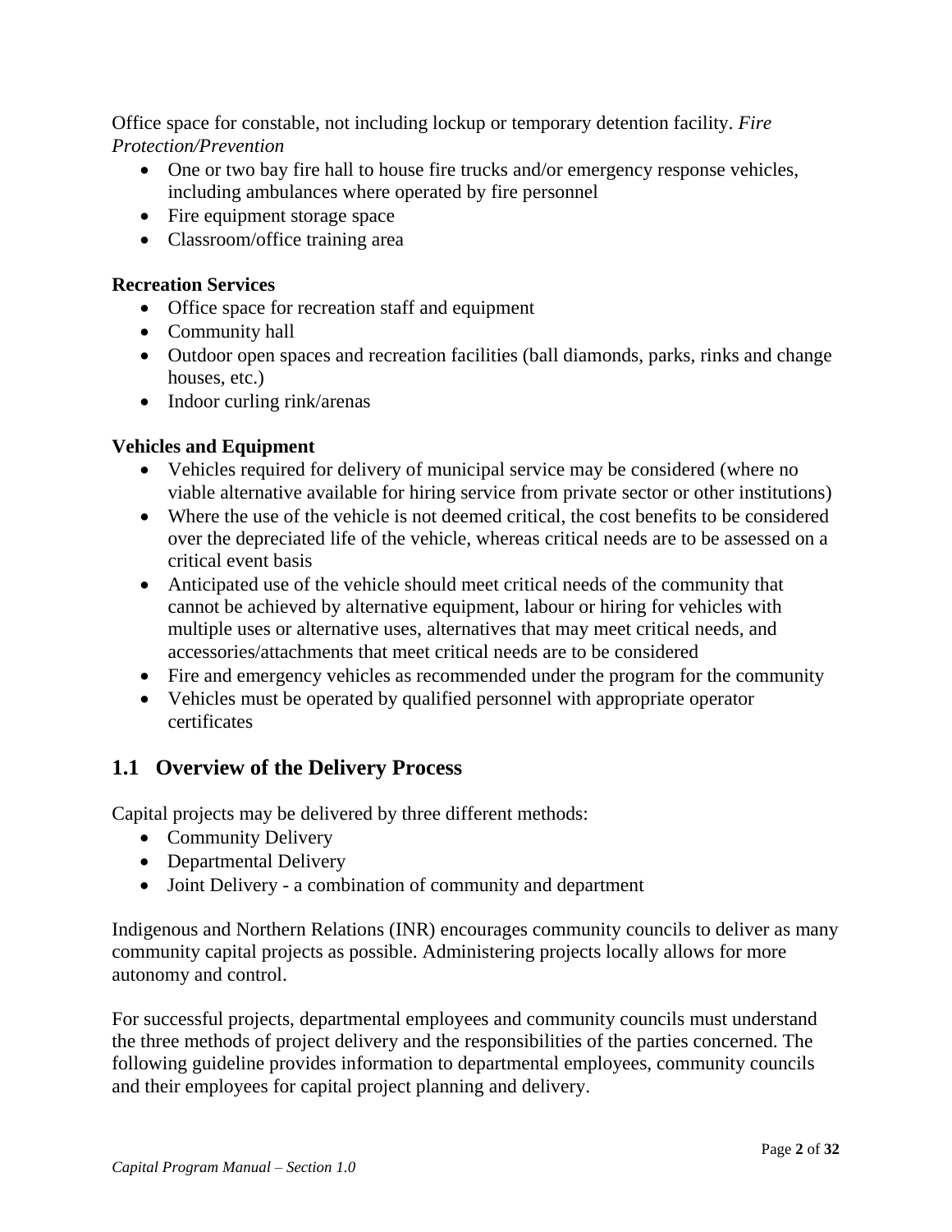Office space for constable, not including lockup or temporary detention facility. *Fire Protection/Prevention*

- One or two bay fire hall to house fire trucks and/or emergency response vehicles, including ambulances where operated by fire personnel
- Fire equipment storage space
- Classroom/office training area

**Recreation Services**

- Office space for recreation staff and equipment
- Community hall
- Outdoor open spaces and recreation facilities (ball diamonds, parks, rinks and change houses, etc.)
- Indoor curling rink/arenas

**Vehicles and Equipment**

- Vehicles required for delivery of municipal service may be considered (where no viable alternative available for hiring service from private sector or other institutions)
- Where the use of the vehicle is not deemed critical, the cost benefits to be considered over the depreciated life of the vehicle, whereas critical needs are to be assessed on a critical event basis
- Anticipated use of the vehicle should meet critical needs of the community that cannot be achieved by alternative equipment, labour or hiring for vehicles with multiple uses or alternative uses, alternatives that may meet critical needs, and accessories/attachments that meet critical needs are to be considered
- Fire and emergency vehicles as recommended under the program for the community
- Vehicles must be operated by qualified personnel with appropriate operator certificates

## 1.1 Overview of the Delivery Process

Capital projects may be delivered by three different methods:

- Community Delivery
- Departmental Delivery
- Joint Delivery - a combination of community and department

Indigenous and Northern Relations (INR) encourages community councils to deliver as many community capital projects as possible. Administering projects locally allows for more autonomy and control.

For successful projects, departmental employees and community councils must understand the three methods of project delivery and the responsibilities of the parties concerned. The following guideline provides information to departmental employees, community councils and their employees for capital project planning and delivery.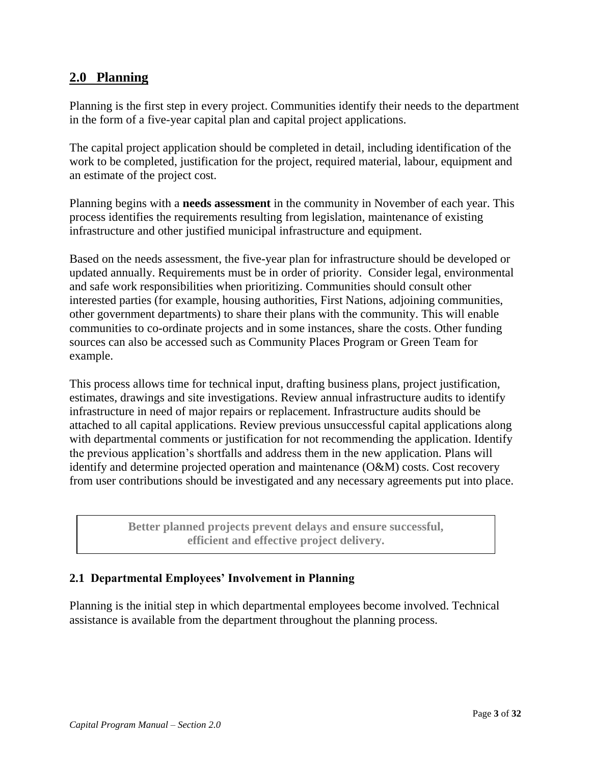## 2.0 Planning

Planning is the first step in every project. Communities identify their needs to the department in the form of a five-year capital plan and capital project applications.

The capital project application should be completed in detail, including identification of the work to be completed, justification for the project, required material, labour, equipment and an estimate of the project cost.

Planning begins with a **needs assessment** in the community in November of each year. This process identifies the requirements resulting from legislation, maintenance of existing infrastructure and other justified municipal infrastructure and equipment.

Based on the needs assessment, the five-year plan for infrastructure should be developed or updated annually. Requirements must be in order of priority. Consider legal, environmental and safe work responsibilities when prioritizing. Communities should consult other interested parties (for example, housing authorities, First Nations, adjoining communities, other government departments) to share their plans with the community. This will enable communities to co-ordinate projects and in some instances, share the costs. Other funding sources can also be accessed such as Community Places Program or Green Team for example.

This process allows time for technical input, drafting business plans, project justification, estimates, drawings and site investigations. Review annual infrastructure audits to identify infrastructure in need of major repairs or replacement. Infrastructure audits should be attached to all capital applications. Review previous unsuccessful capital applications along with departmental comments or justification for not recommending the application. Identify the previous application's shortfalls and address them in the new application. Plans will identify and determine projected operation and maintenance (O&M) costs. Cost recovery from user contributions should be investigated and any necessary agreements put into place.

> **Better planned projects prevent delays and ensure successful, efficient and effective project delivery.**

### 2.1 Departmental Employees' Involvement in Planning

Planning is the initial step in which departmental employees become involved. Technical assistance is available from the department throughout the planning process.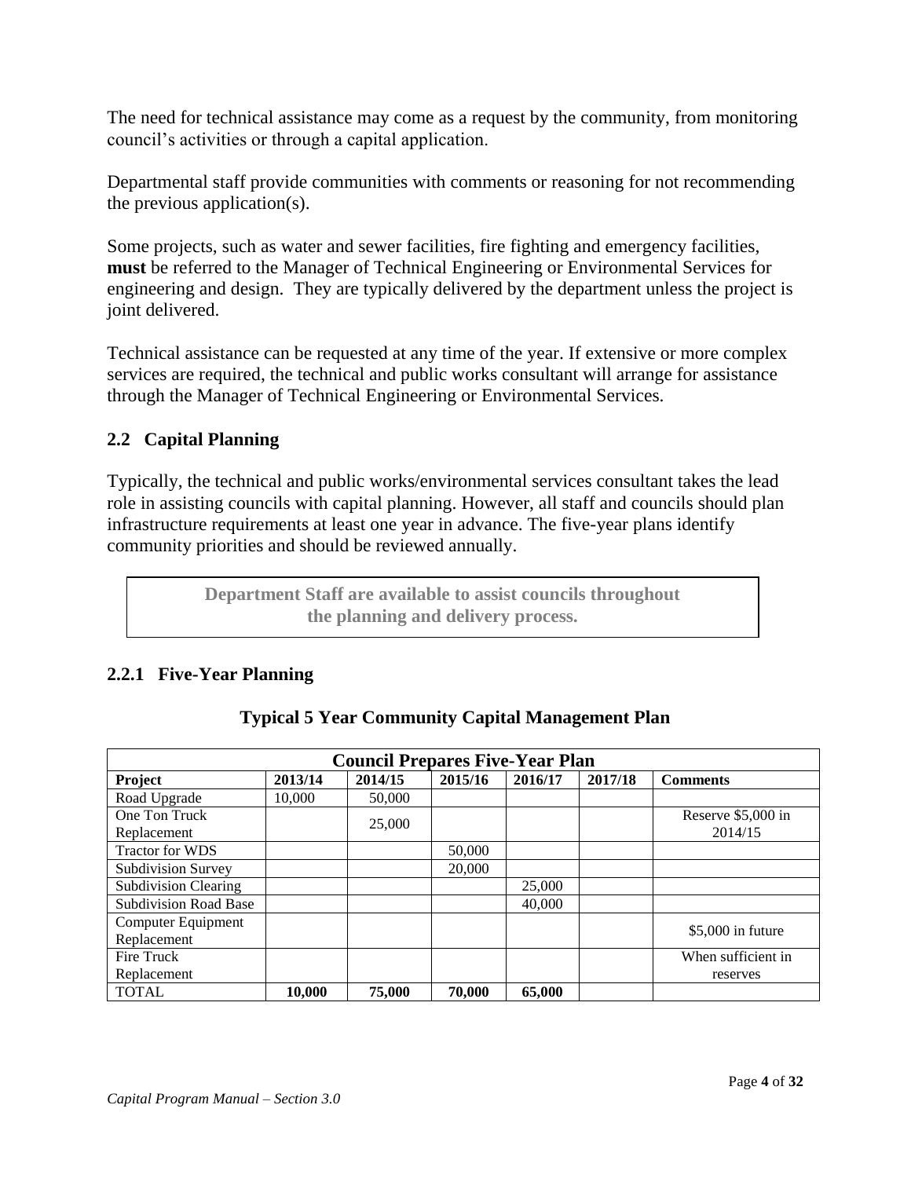The need for technical assistance may come as a request by the community, from monitoring council's activities or through a capital application.

Departmental staff provide communities with comments or reasoning for not recommending the previous application(s).

Some projects, such as water and sewer facilities, fire fighting and emergency facilities, **must** be referred to the Manager of Technical Engineering or Environmental Services for engineering and design. They are typically delivered by the department unless the project is joint delivered.

Technical assistance can be requested at any time of the year. If extensive or more complex services are required, the technical and public works consultant will arrange for assistance through the Manager of Technical Engineering or Environmental Services.

## 2.2 Capital Planning

Typically, the technical and public works/environmental services consultant takes the lead role in assisting councils with capital planning. However, all staff and councils should plan infrastructure requirements at least one year in advance. The five-year plans identify community priorities and should be reviewed annually.

> **Department Staff are available to assist councils throughout the planning and delivery process.**

### 2.2.1 Five-Year Planning

**Typical 5 Year Community Capital Management Plan**

| Council Prepares Five-Year Plan | | | | | | |
|---|---|---|---|---|---|---|
| **Project** | **2013/14** | **2014/15** | **2015/16** | **2016/17** | **2017/18** | **Comments** |
| Road Upgrade | 10,000 | 50,000 | | | | |
| One Ton Truck Replacement | | 25,000 | | | | Reserve $5,000 in 2014/15 |
| Tractor for WDS | | | 50,000 | | | |
| Subdivision Survey | | | 20,000 | | | |
| Subdivision Clearing | | | | 25,000 | | |
| Subdivision Road Base | | | | 40,000 | | |
| Computer Equipment Replacement | | | | | | $5,000 in future |
| Fire Truck Replacement | | | | | | When sufficient in reserves |
| TOTAL | **10,000** | **75,000** | **70,000** | **65,000** | | |

*Capital Program Manual – Section 3.0*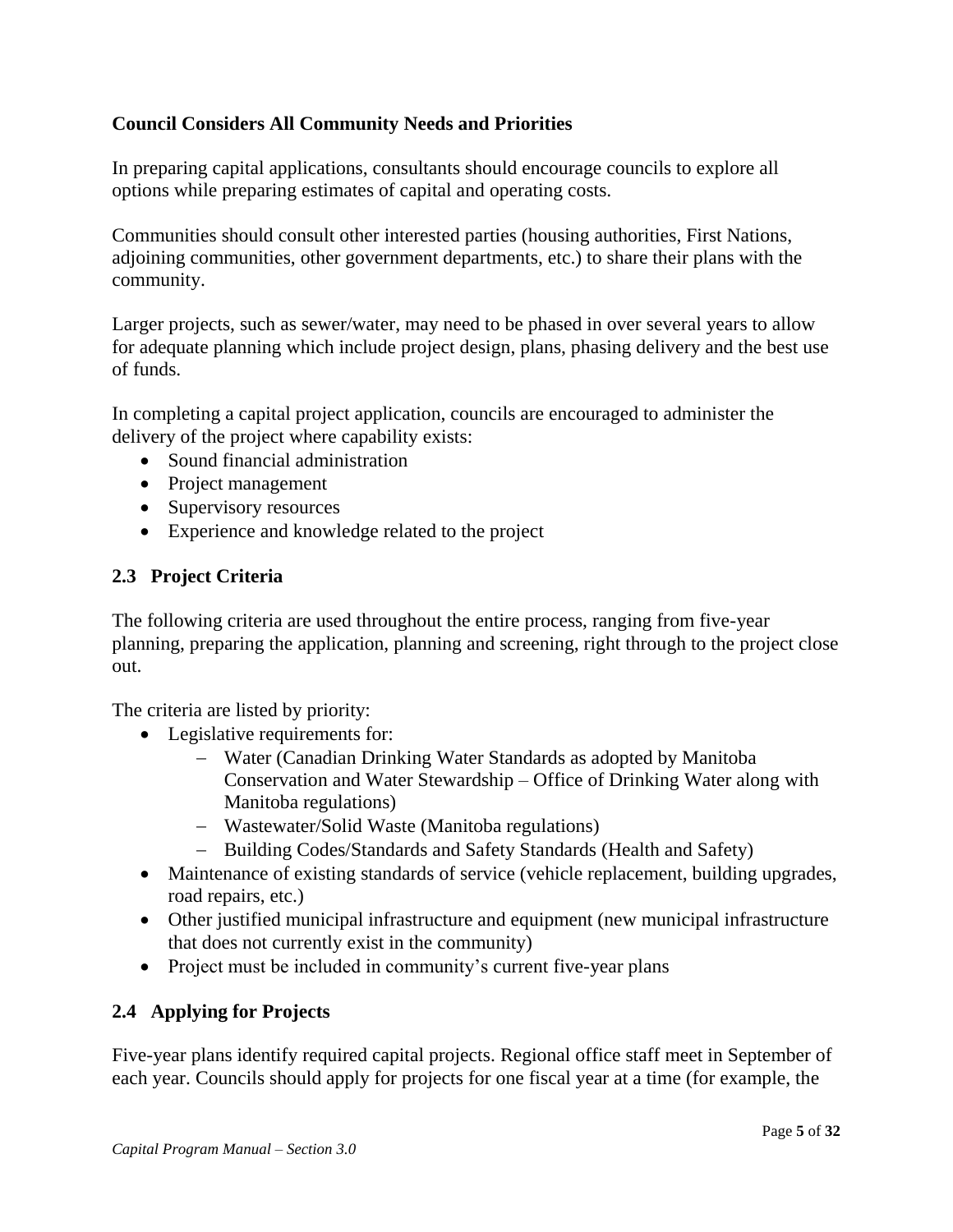**Council Considers All Community Needs and Priorities**

In preparing capital applications, consultants should encourage councils to explore all options while preparing estimates of capital and operating costs.

Communities should consult other interested parties (housing authorities, First Nations, adjoining communities, other government departments, etc.) to share their plans with the community.

Larger projects, such as sewer/water, may need to be phased in over several years to allow for adequate planning which include project design, plans, phasing delivery and the best use of funds.

In completing a capital project application, councils are encouraged to administer the delivery of the project where capability exists:

- Sound financial administration
- Project management
- Supervisory resources
- Experience and knowledge related to the project

## 2.3 Project Criteria

The following criteria are used throughout the entire process, ranging from five-year planning, preparing the application, planning and screening, right through to the project close out.

The criteria are listed by priority:

- Legislative requirements for:
  - Water (Canadian Drinking Water Standards as adopted by Manitoba Conservation and Water Stewardship – Office of Drinking Water along with Manitoba regulations)
  - Wastewater/Solid Waste (Manitoba regulations)
  - Building Codes/Standards and Safety Standards (Health and Safety)
- Maintenance of existing standards of service (vehicle replacement, building upgrades, road repairs, etc.)
- Other justified municipal infrastructure and equipment (new municipal infrastructure that does not currently exist in the community)
- Project must be included in community's current five-year plans

## 2.4 Applying for Projects

Five-year plans identify required capital projects. Regional office staff meet in September of each year. Councils should apply for projects for one fiscal year at a time (for example, the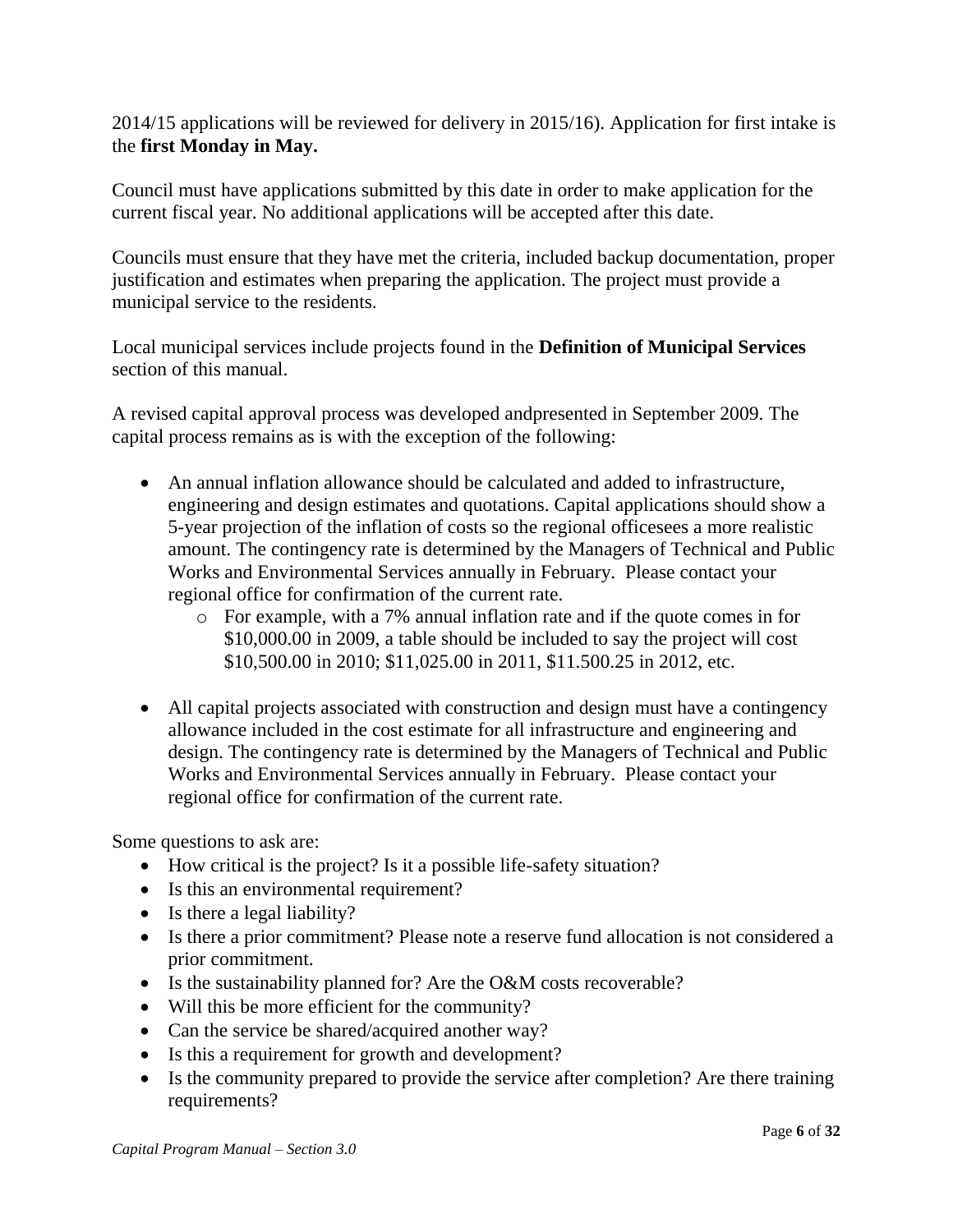2014/15 applications will be reviewed for delivery in 2015/16). Application for first intake is the **first Monday in May.**

Council must have applications submitted by this date in order to make application for the current fiscal year. No additional applications will be accepted after this date.

Councils must ensure that they have met the criteria, included backup documentation, proper justification and estimates when preparing the application. The project must provide a municipal service to the residents.

Local municipal services include projects found in the **Definition of Municipal Services** section of this manual.

A revised capital approval process was developed andpresented in September 2009. The capital process remains as is with the exception of the following:

- An annual inflation allowance should be calculated and added to infrastructure, engineering and design estimates and quotations. Capital applications should show a 5-year projection of the inflation of costs so the regional officesees a more realistic amount. The contingency rate is determined by the Managers of Technical and Public Works and Environmental Services annually in February. Please contact your regional office for confirmation of the current rate.
    - For example, with a 7% annual inflation rate and if the quote comes in for $10,000.00 in 2009, a table should be included to say the project will cost $10,500.00 in 2010; $11,025.00 in 2011, $11.500.25 in 2012, etc.

- All capital projects associated with construction and design must have a contingency allowance included in the cost estimate for all infrastructure and engineering and design. The contingency rate is determined by the Managers of Technical and Public Works and Environmental Services annually in February. Please contact your regional office for confirmation of the current rate.

Some questions to ask are:

- How critical is the project? Is it a possible life-safety situation?
- Is this an environmental requirement?
- Is there a legal liability?
- Is there a prior commitment? Please note a reserve fund allocation is not considered a prior commitment.
- Is the sustainability planned for? Are the O&M costs recoverable?
- Will this be more efficient for the community?
- Can the service be shared/acquired another way?
- Is this a requirement for growth and development?
- Is the community prepared to provide the service after completion? Are there training requirements?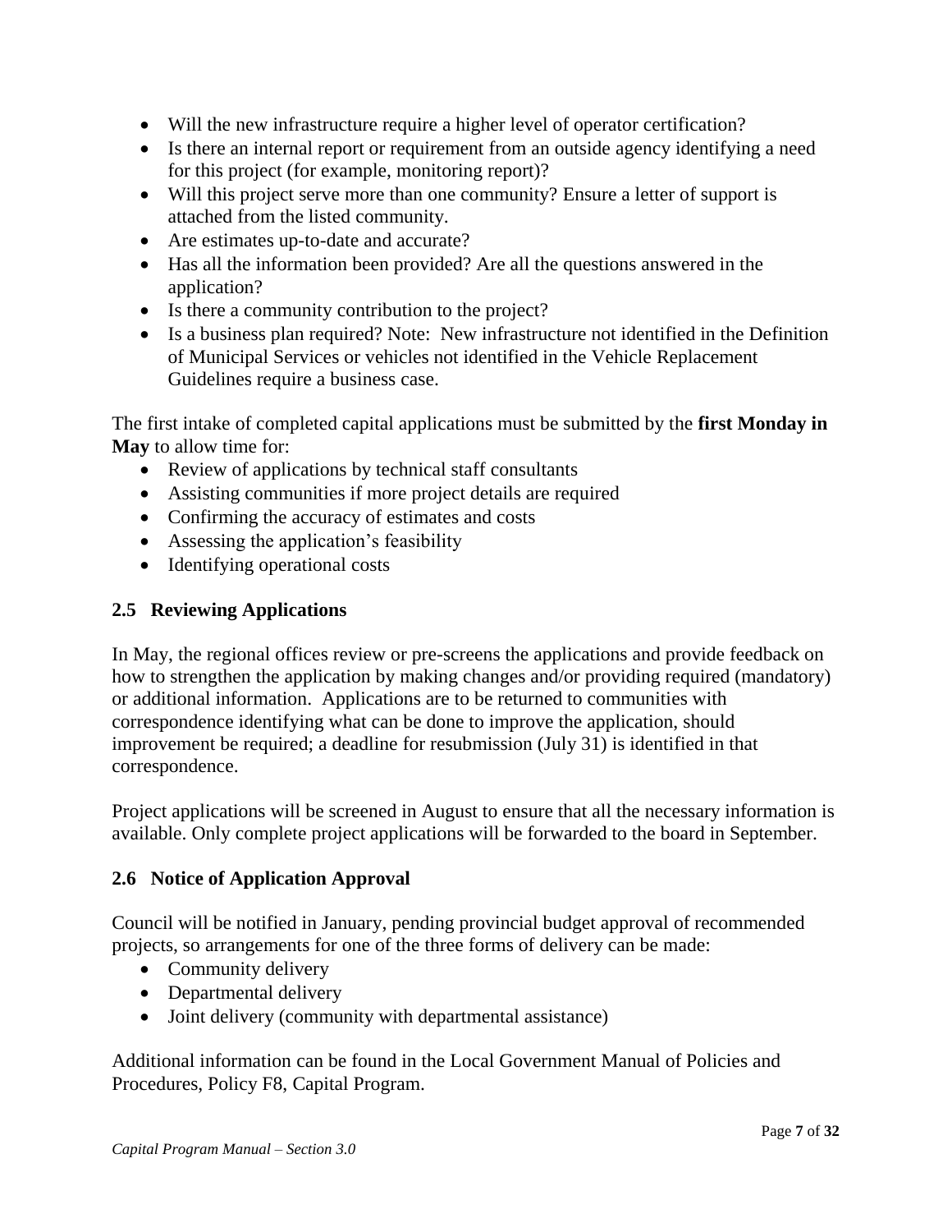- Will the new infrastructure require a higher level of operator certification?
- Is there an internal report or requirement from an outside agency identifying a need for this project (for example, monitoring report)?
- Will this project serve more than one community? Ensure a letter of support is attached from the listed community.
- Are estimates up-to-date and accurate?
- Has all the information been provided? Are all the questions answered in the application?
- Is there a community contribution to the project?
- Is a business plan required? Note: New infrastructure not identified in the Definition of Municipal Services or vehicles not identified in the Vehicle Replacement Guidelines require a business case.

The first intake of completed capital applications must be submitted by the **first Monday in May** to allow time for:

- Review of applications by technical staff consultants
- Assisting communities if more project details are required
- Confirming the accuracy of estimates and costs
- Assessing the application's feasibility
- Identifying operational costs

## 2.5 Reviewing Applications

In May, the regional offices review or pre-screens the applications and provide feedback on how to strengthen the application by making changes and/or providing required (mandatory) or additional information. Applications are to be returned to communities with correspondence identifying what can be done to improve the application, should improvement be required; a deadline for resubmission (July 31) is identified in that correspondence.

Project applications will be screened in August to ensure that all the necessary information is available. Only complete project applications will be forwarded to the board in September.

## 2.6 Notice of Application Approval

Council will be notified in January, pending provincial budget approval of recommended projects, so arrangements for one of the three forms of delivery can be made:

- Community delivery
- Departmental delivery
- Joint delivery (community with departmental assistance)

Additional information can be found in the Local Government Manual of Policies and Procedures, Policy F8, Capital Program.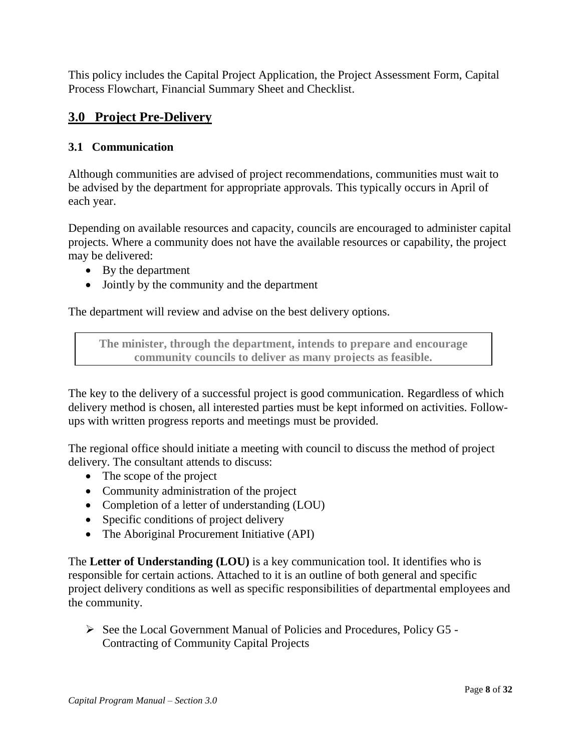This policy includes the Capital Project Application, the Project Assessment Form, Capital Process Flowchart, Financial Summary Sheet and Checklist.

## 3.0 Project Pre-Delivery

### 3.1 Communication

Although communities are advised of project recommendations, communities must wait to be advised by the department for appropriate approvals. This typically occurs in April of each year.

Depending on available resources and capacity, councils are encouraged to administer capital projects. Where a community does not have the available resources or capability, the project may be delivered:

- By the department
- Jointly by the community and the department

The department will review and advise on the best delivery options.

> **The minister, through the department, intends to prepare and encourage community councils to deliver as many projects as feasible.**

The key to the delivery of a successful project is good communication. Regardless of which delivery method is chosen, all interested parties must be kept informed on activities. Follow-ups with written progress reports and meetings must be provided.

The regional office should initiate a meeting with council to discuss the method of project delivery. The consultant attends to discuss:

- The scope of the project
- Community administration of the project
- Completion of a letter of understanding (LOU)
- Specific conditions of project delivery
- The Aboriginal Procurement Initiative (API)

The **Letter of Understanding (LOU)** is a key communication tool. It identifies who is responsible for certain actions. Attached to it is an outline of both general and specific project delivery conditions as well as specific responsibilities of departmental employees and the community.

- ➢ See the Local Government Manual of Policies and Procedures, Policy G5 - Contracting of Community Capital Projects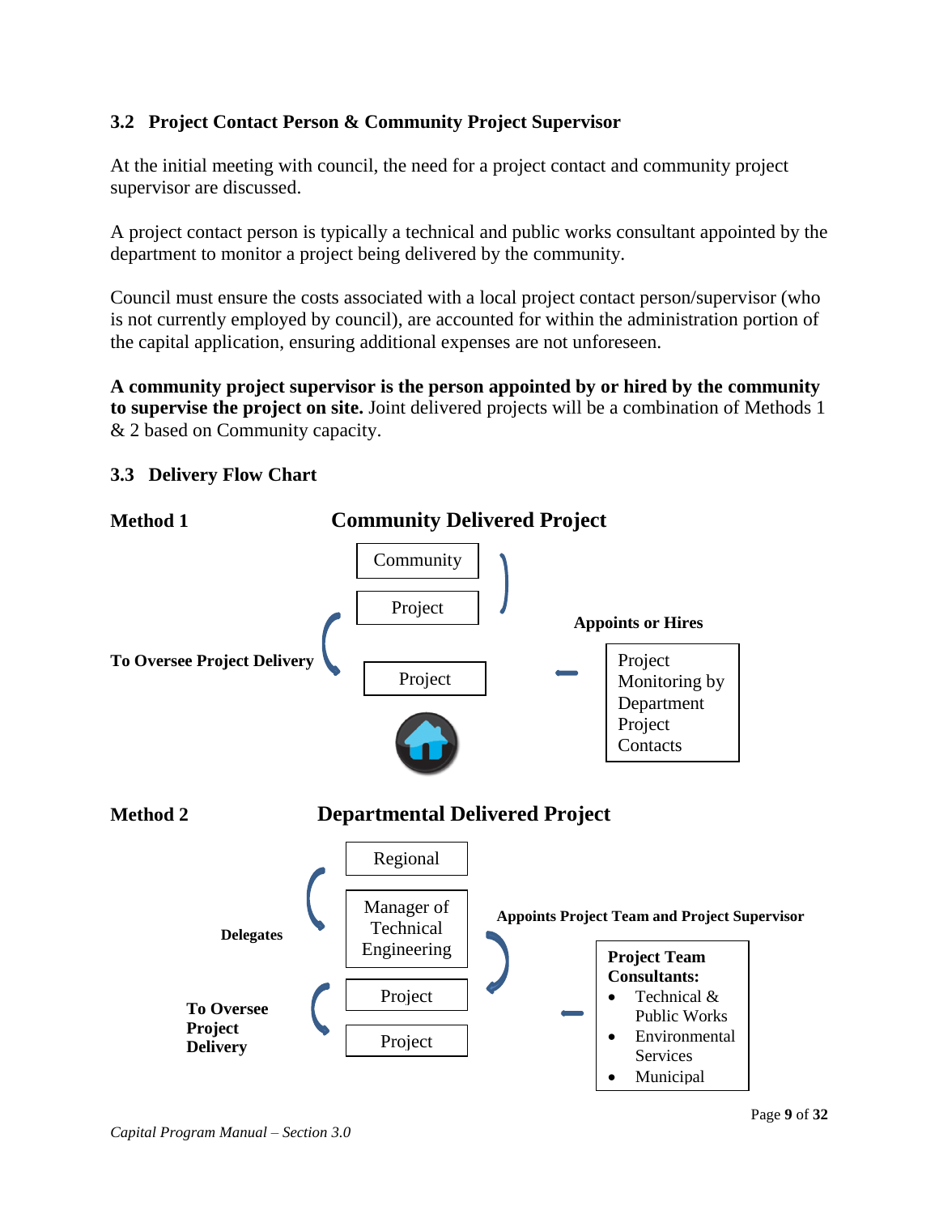### 3.2 Project Contact Person & Community Project Supervisor

At the initial meeting with council, the need for a project contact and community project supervisor are discussed.

A project contact person is typically a technical and public works consultant appointed by the department to monitor a project being delivered by the community.

Council must ensure the costs associated with a local project contact person/supervisor (who is not currently employed by council), are accounted for within the administration portion of the capital application, ensuring additional expenses are not unforeseen.

**A community project supervisor is the person appointed by or hired by the community to supervise the project on site.** Joint delivered projects will be a combination of Methods 1 & 2 based on Community capacity.

### 3.3 Delivery Flow Chart

**Method 1** **Community Delivered Project**

Community

Project

**Appoints or Hires**

**To Oversee Project Delivery**

Project

Project Monitoring by Department Project Contacts

**Method 2** **Departmental Delivered Project**

Regional

Manager of Technical Engineering

**Delegates**

**Appoints Project Team and Project Supervisor**

Project

Project

**To Oversee Project Delivery**

**Project Team Consultants:**

- Technical & Public Works
- Environmental Services
- Municipal

*Capital Program Manual – Section 3.0*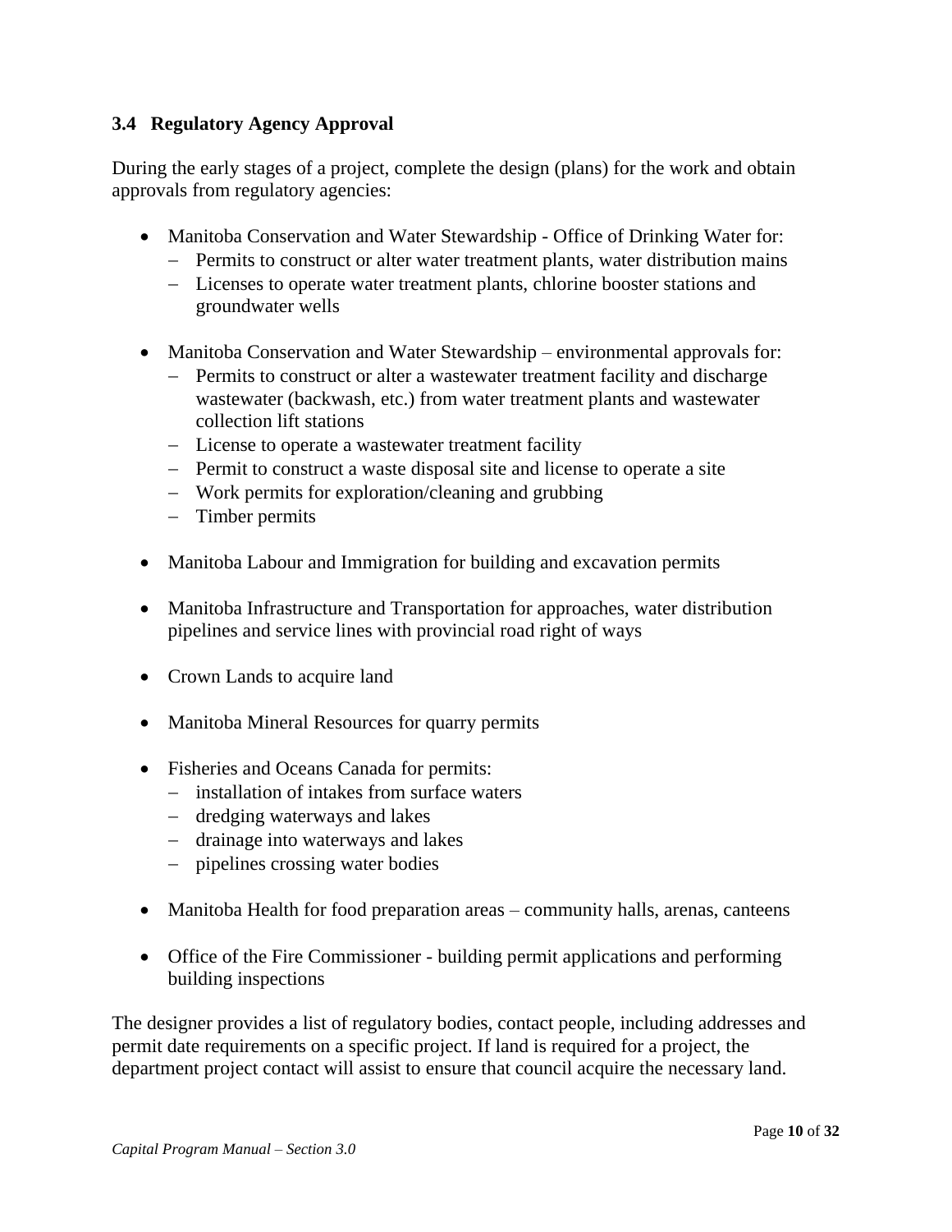### 3.4 Regulatory Agency Approval

During the early stages of a project, complete the design (plans) for the work and obtain approvals from regulatory agencies:

- Manitoba Conservation and Water Stewardship - Office of Drinking Water for:
  - Permits to construct or alter water treatment plants, water distribution mains
  - Licenses to operate water treatment plants, chlorine booster stations and groundwater wells

- Manitoba Conservation and Water Stewardship – environmental approvals for:
  - Permits to construct or alter a wastewater treatment facility and discharge wastewater (backwash, etc.) from water treatment plants and wastewater collection lift stations
  - License to operate a wastewater treatment facility
  - Permit to construct a waste disposal site and license to operate a site
  - Work permits for exploration/cleaning and grubbing
  - Timber permits

- Manitoba Labour and Immigration for building and excavation permits

- Manitoba Infrastructure and Transportation for approaches, water distribution pipelines and service lines with provincial road right of ways

- Crown Lands to acquire land

- Manitoba Mineral Resources for quarry permits

- Fisheries and Oceans Canada for permits:
  - installation of intakes from surface waters
  - dredging waterways and lakes
  - drainage into waterways and lakes
  - pipelines crossing water bodies

- Manitoba Health for food preparation areas – community halls, arenas, canteens

- Office of the Fire Commissioner - building permit applications and performing building inspections

The designer provides a list of regulatory bodies, contact people, including addresses and permit date requirements on a specific project. If land is required for a project, the department project contact will assist to ensure that council acquire the necessary land.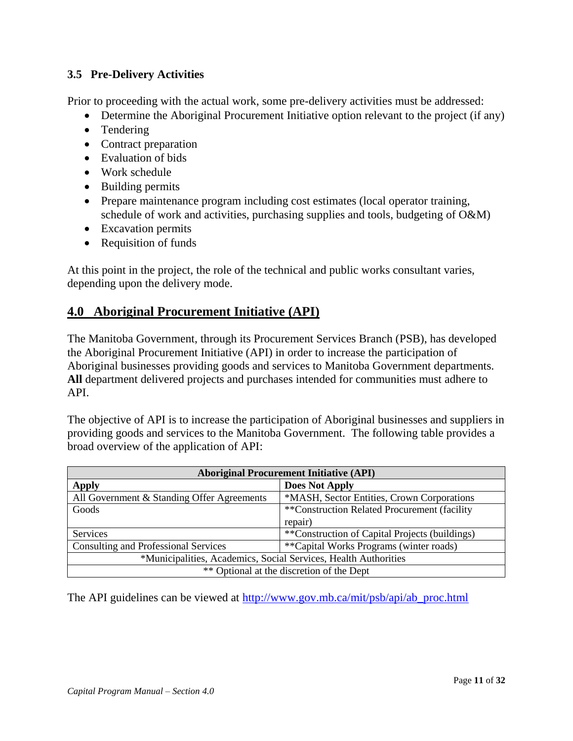### 3.5 Pre-Delivery Activities

Prior to proceeding with the actual work, some pre-delivery activities must be addressed:

- Determine the Aboriginal Procurement Initiative option relevant to the project (if any)
- Tendering
- Contract preparation
- Evaluation of bids
- Work schedule
- Building permits
- Prepare maintenance program including cost estimates (local operator training, schedule of work and activities, purchasing supplies and tools, budgeting of O&M)
- Excavation permits
- Requisition of funds

At this point in the project, the role of the technical and public works consultant varies, depending upon the delivery mode.

## 4.0 Aboriginal Procurement Initiative (API)

The Manitoba Government, through its Procurement Services Branch (PSB), has developed the Aboriginal Procurement Initiative (API) in order to increase the participation of Aboriginal businesses providing goods and services to Manitoba Government departments. **All** department delivered projects and purchases intended for communities must adhere to API.

The objective of API is to increase the participation of Aboriginal businesses and suppliers in providing goods and services to the Manitoba Government. The following table provides a broad overview of the application of API:

| Aboriginal Procurement Initiative (API) | |
|---|---|
| **Apply** | **Does Not Apply** |
| All Government & Standing Offer Agreements | *MASH, Sector Entities, Crown Corporations |
| Goods | **Construction Related Procurement (facility repair) |
| Services | **Construction of Capital Projects (buildings) |
| Consulting and Professional Services | **Capital Works Programs (winter roads) |
| *Municipalities, Academics, Social Services, Health Authorities | |
| ** Optional at the discretion of the Dept | |

The API guidelines can be viewed at http://www.gov.mb.ca/mit/psb/api/ab_proc.html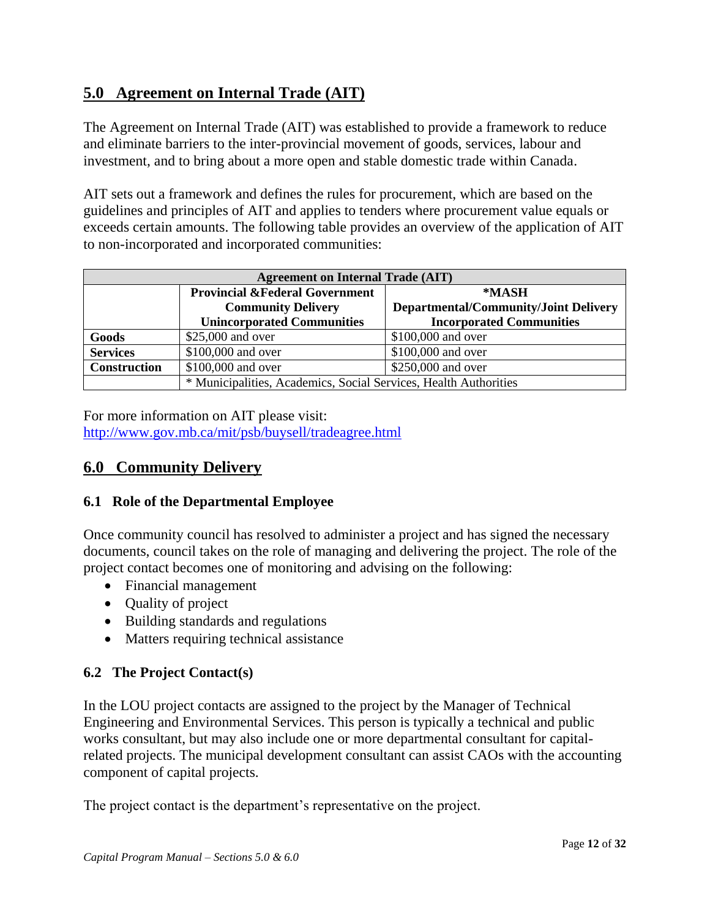## 5.0 Agreement on Internal Trade (AIT)

The Agreement on Internal Trade (AIT) was established to provide a framework to reduce and eliminate barriers to the inter-provincial movement of goods, services, labour and investment, and to bring about a more open and stable domestic trade within Canada.

AIT sets out a framework and defines the rules for procurement, which are based on the guidelines and principles of AIT and applies to tenders where procurement value equals or exceeds certain amounts. The following table provides an overview of the application of AIT to non-incorporated and incorporated communities:

| Agreement on Internal Trade (AIT) | | |
|---|---|---|
| | **Provincial &Federal Government Community Delivery Unincorporated Communities** | **\*MASH Departmental/Community/Joint Delivery Incorporated Communities** |
| **Goods** | $25,000 and over | $100,000 and over |
| **Services** | $100,000 and over | $100,000 and over |
| **Construction** | $100,000 and over | $250,000 and over |
| | * Municipalities, Academics, Social Services, Health Authorities | |

For more information on AIT please visit:
http://www.gov.mb.ca/mit/psb/buysell/tradeagree.html

## 6.0 Community Delivery

### 6.1 Role of the Departmental Employee

Once community council has resolved to administer a project and has signed the necessary documents, council takes on the role of managing and delivering the project. The role of the project contact becomes one of monitoring and advising on the following:

- Financial management
- Quality of project
- Building standards and regulations
- Matters requiring technical assistance

### 6.2 The Project Contact(s)

In the LOU project contacts are assigned to the project by the Manager of Technical Engineering and Environmental Services. This person is typically a technical and public works consultant, but may also include one or more departmental consultant for capital-related projects. The municipal development consultant can assist CAOs with the accounting component of capital projects.

The project contact is the department's representative on the project.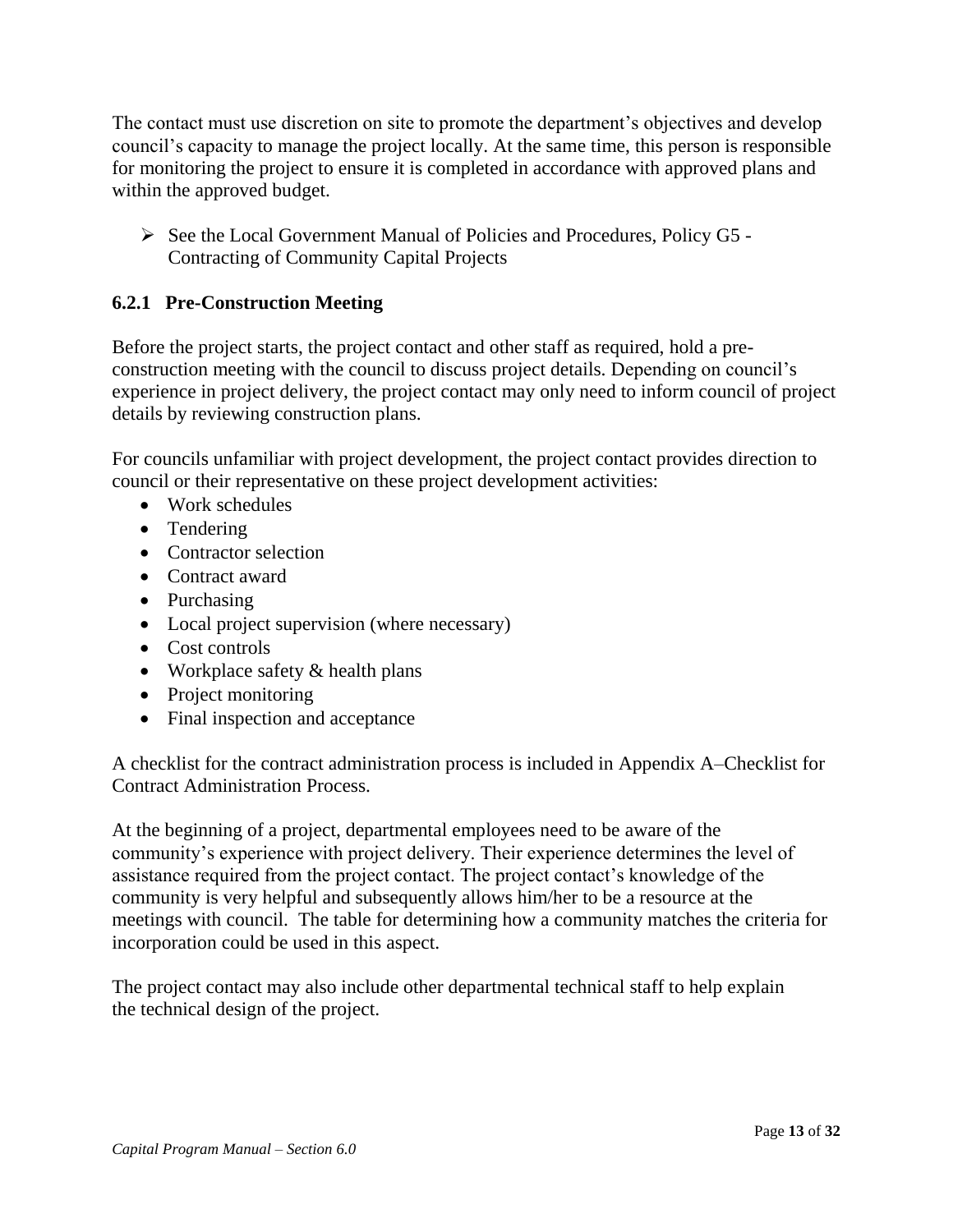The contact must use discretion on site to promote the department's objectives and develop council's capacity to manage the project locally. At the same time, this person is responsible for monitoring the project to ensure it is completed in accordance with approved plans and within the approved budget.

- See the Local Government Manual of Policies and Procedures, Policy G5 - Contracting of Community Capital Projects

### 6.2.1 Pre-Construction Meeting

Before the project starts, the project contact and other staff as required, hold a pre-construction meeting with the council to discuss project details. Depending on council's experience in project delivery, the project contact may only need to inform council of project details by reviewing construction plans.

For councils unfamiliar with project development, the project contact provides direction to council or their representative on these project development activities:

- Work schedules
- Tendering
- Contractor selection
- Contract award
- Purchasing
- Local project supervision (where necessary)
- Cost controls
- Workplace safety & health plans
- Project monitoring
- Final inspection and acceptance

A checklist for the contract administration process is included in Appendix A–Checklist for Contract Administration Process.

At the beginning of a project, departmental employees need to be aware of the community's experience with project delivery. Their experience determines the level of assistance required from the project contact. The project contact's knowledge of the community is very helpful and subsequently allows him/her to be a resource at the meetings with council. The table for determining how a community matches the criteria for incorporation could be used in this aspect.

The project contact may also include other departmental technical staff to help explain the technical design of the project.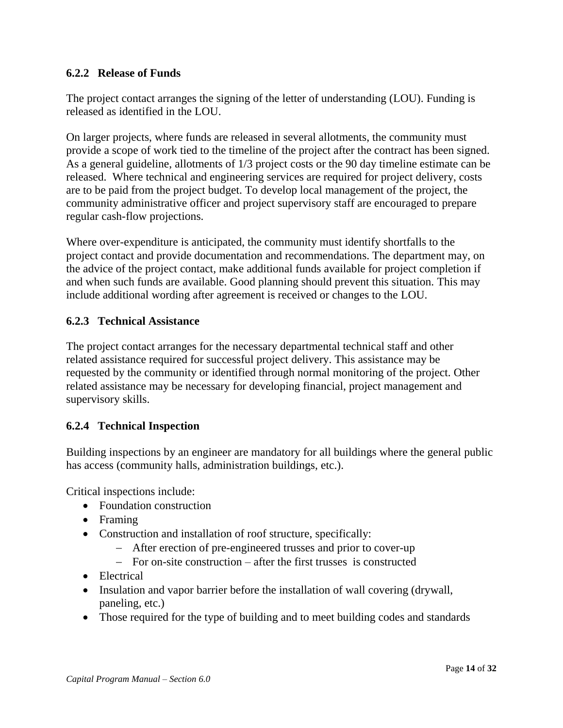### 6.2.2 Release of Funds

The project contact arranges the signing of the letter of understanding (LOU). Funding is released as identified in the LOU.

On larger projects, where funds are released in several allotments, the community must provide a scope of work tied to the timeline of the project after the contract has been signed. As a general guideline, allotments of 1/3 project costs or the 90 day timeline estimate can be released. Where technical and engineering services are required for project delivery, costs are to be paid from the project budget. To develop local management of the project, the community administrative officer and project supervisory staff are encouraged to prepare regular cash-flow projections.

Where over-expenditure is anticipated, the community must identify shortfalls to the project contact and provide documentation and recommendations. The department may, on the advice of the project contact, make additional funds available for project completion if and when such funds are available. Good planning should prevent this situation. This may include additional wording after agreement is received or changes to the LOU.

### 6.2.3 Technical Assistance

The project contact arranges for the necessary departmental technical staff and other related assistance required for successful project delivery. This assistance may be requested by the community or identified through normal monitoring of the project. Other related assistance may be necessary for developing financial, project management and supervisory skills.

### 6.2.4 Technical Inspection

Building inspections by an engineer are mandatory for all buildings where the general public has access (community halls, administration buildings, etc.).

Critical inspections include:

- Foundation construction
- Framing
- Construction and installation of roof structure, specifically:
  - After erection of pre-engineered trusses and prior to cover-up
  - For on-site construction – after the first trusses is constructed
- Electrical
- Insulation and vapor barrier before the installation of wall covering (drywall, paneling, etc.)
- Those required for the type of building and to meet building codes and standards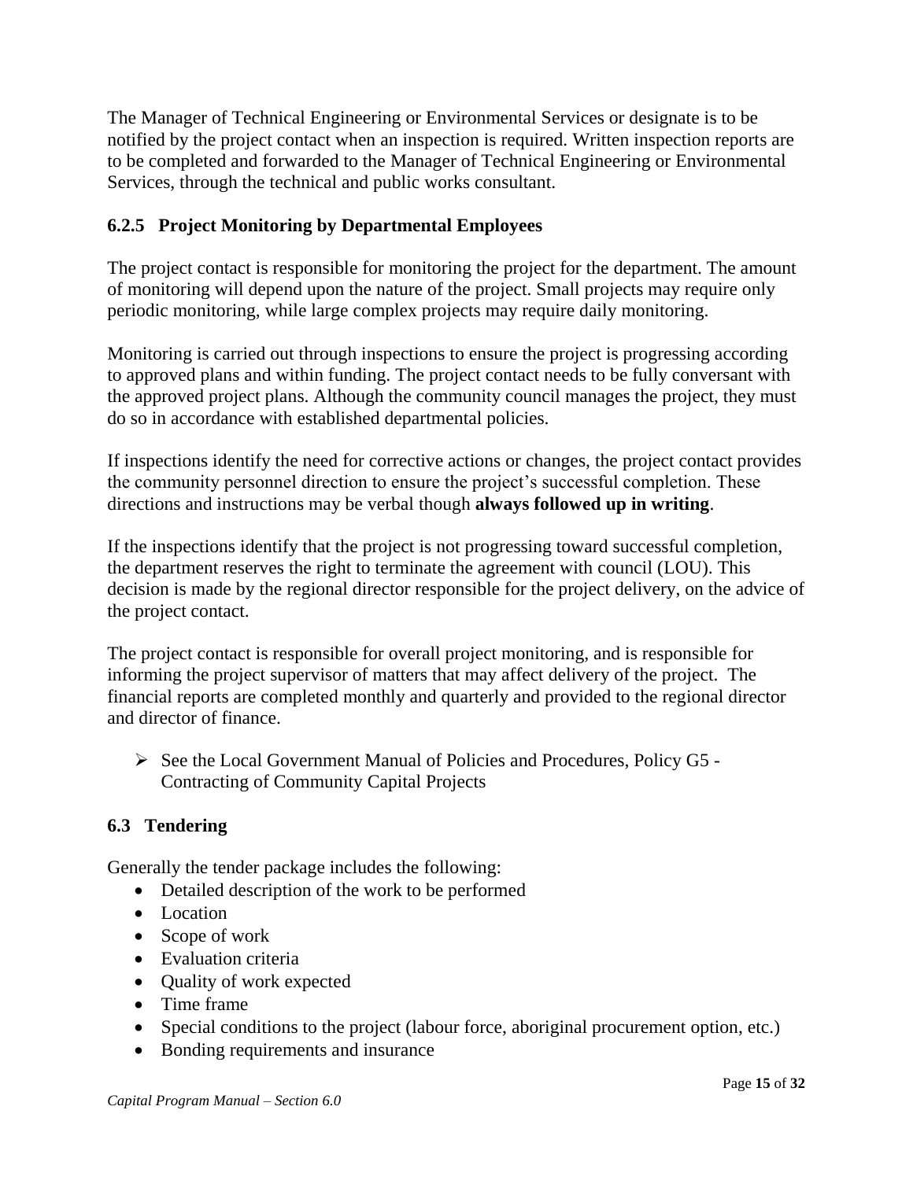The Manager of Technical Engineering or Environmental Services or designate is to be notified by the project contact when an inspection is required. Written inspection reports are to be completed and forwarded to the Manager of Technical Engineering or Environmental Services, through the technical and public works consultant.

### 6.2.5 Project Monitoring by Departmental Employees

The project contact is responsible for monitoring the project for the department. The amount of monitoring will depend upon the nature of the project. Small projects may require only periodic monitoring, while large complex projects may require daily monitoring.

Monitoring is carried out through inspections to ensure the project is progressing according to approved plans and within funding. The project contact needs to be fully conversant with the approved project plans. Although the community council manages the project, they must do so in accordance with established departmental policies.

If inspections identify the need for corrective actions or changes, the project contact provides the community personnel direction to ensure the project's successful completion. These directions and instructions may be verbal though **always followed up in writing**.

If the inspections identify that the project is not progressing toward successful completion, the department reserves the right to terminate the agreement with council (LOU). This decision is made by the regional director responsible for the project delivery, on the advice of the project contact.

The project contact is responsible for overall project monitoring, and is responsible for informing the project supervisor of matters that may affect delivery of the project. The financial reports are completed monthly and quarterly and provided to the regional director and director of finance.

- ➢ See the Local Government Manual of Policies and Procedures, Policy G5 - Contracting of Community Capital Projects

## 6.3 Tendering

Generally the tender package includes the following:

- Detailed description of the work to be performed
- Location
- Scope of work
- Evaluation criteria
- Quality of work expected
- Time frame
- Special conditions to the project (labour force, aboriginal procurement option, etc.)
- Bonding requirements and insurance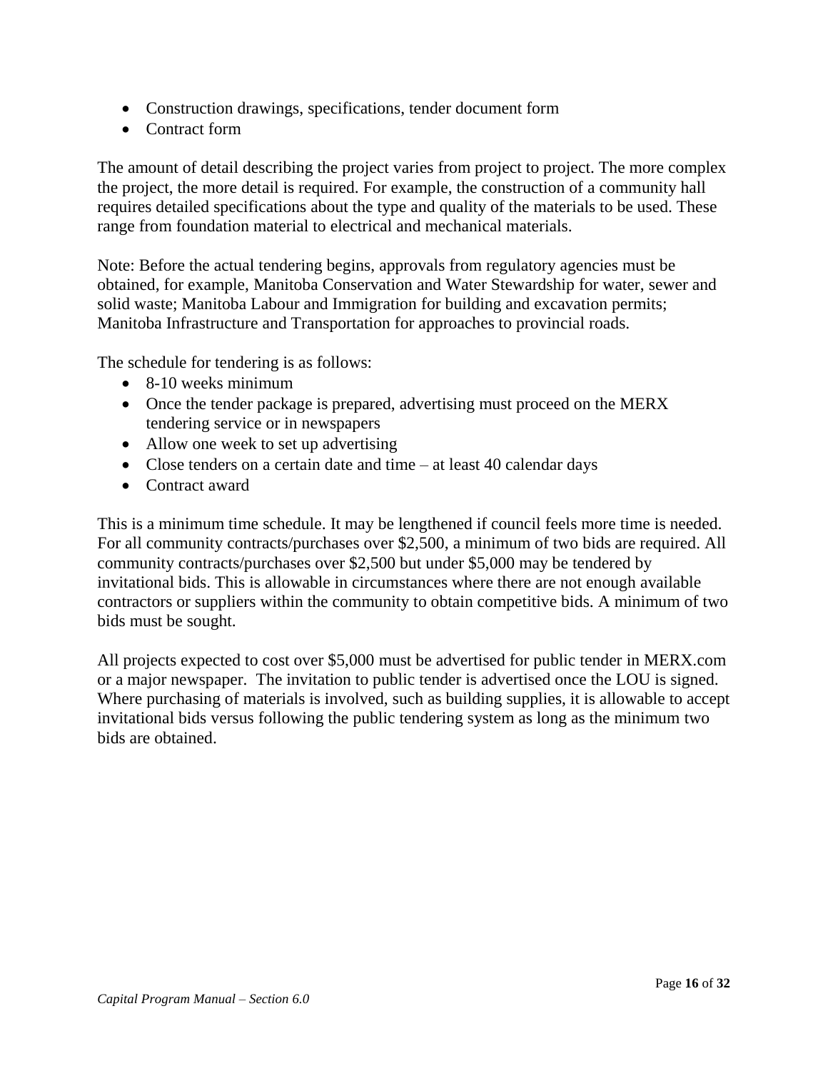- Construction drawings, specifications, tender document form
- Contract form

The amount of detail describing the project varies from project to project. The more complex the project, the more detail is required. For example, the construction of a community hall requires detailed specifications about the type and quality of the materials to be used. These range from foundation material to electrical and mechanical materials.

Note: Before the actual tendering begins, approvals from regulatory agencies must be obtained, for example, Manitoba Conservation and Water Stewardship for water, sewer and solid waste; Manitoba Labour and Immigration for building and excavation permits; Manitoba Infrastructure and Transportation for approaches to provincial roads.

The schedule for tendering is as follows:

- 8-10 weeks minimum
- Once the tender package is prepared, advertising must proceed on the MERX tendering service or in newspapers
- Allow one week to set up advertising
- Close tenders on a certain date and time – at least 40 calendar days
- Contract award

This is a minimum time schedule. It may be lengthened if council feels more time is needed. For all community contracts/purchases over $2,500, a minimum of two bids are required. All community contracts/purchases over $2,500 but under $5,000 may be tendered by invitational bids. This is allowable in circumstances where there are not enough available contractors or suppliers within the community to obtain competitive bids. A minimum of two bids must be sought.

All projects expected to cost over $5,000 must be advertised for public tender in MERX.com or a major newspaper. The invitation to public tender is advertised once the LOU is signed. Where purchasing of materials is involved, such as building supplies, it is allowable to accept invitational bids versus following the public tendering system as long as the minimum two bids are obtained.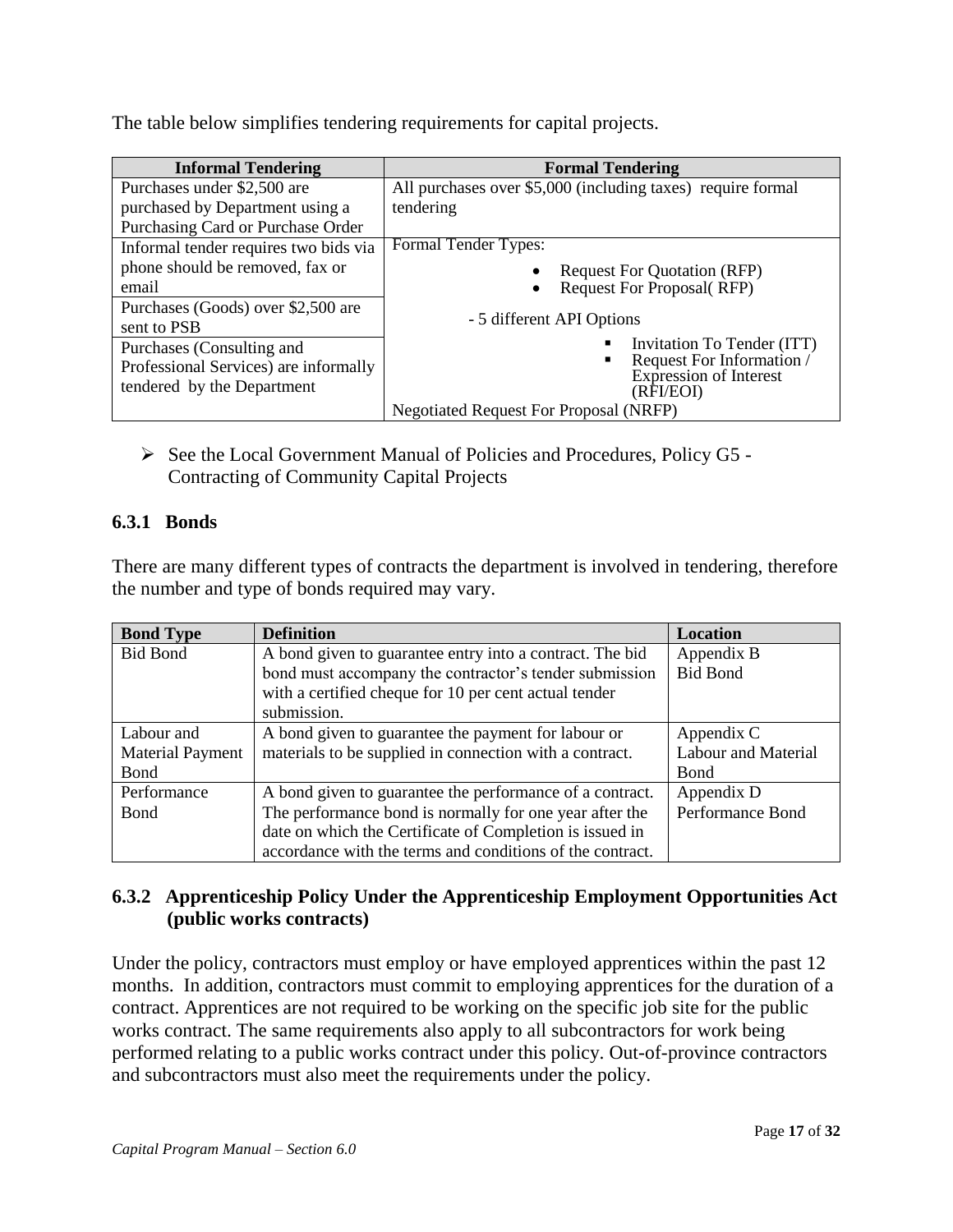The table below simplifies tendering requirements for capital projects.

| Informal Tendering | Formal Tendering |
| --- | --- |
| Purchases under $2,500 are purchased by Department using a Purchasing Card or Purchase Order | All purchases over $5,000 (including taxes) require formal tendering |
| Informal tender requires two bids via phone should be removed, fax or email | Formal Tender Types:<br>• Request For Quotation (RFP)<br>• Request For Proposal( RFP)<br><br>- 5 different API Options<br>▪ Invitation To Tender (ITT)<br>▪ Request For Information / Expression of Interest (RFI/EOI)<br><br>Negotiated Request For Proposal (NRFP) |
| Purchases (Goods) over $2,500 are sent to PSB | |
| Purchases (Consulting and Professional Services) are informally tendered by the Department | |

- See the Local Government Manual of Policies and Procedures, Policy G5 - Contracting of Community Capital Projects

### 6.3.1 Bonds

There are many different types of contracts the department is involved in tendering, therefore the number and type of bonds required may vary.

| Bond Type | Definition | Location |
| --- | --- | --- |
| Bid Bond | A bond given to guarantee entry into a contract. The bid bond must accompany the contractor's tender submission with a certified cheque for 10 per cent actual tender submission. | Appendix B<br>Bid Bond |
| Labour and Material Payment Bond | A bond given to guarantee the payment for labour or materials to be supplied in connection with a contract. | Appendix C<br>Labour and Material Bond |
| Performance Bond | A bond given to guarantee the performance of a contract. The performance bond is normally for one year after the date on which the Certificate of Completion is issued in accordance with the terms and conditions of the contract. | Appendix D<br>Performance Bond |

### 6.3.2 Apprenticeship Policy Under the Apprenticeship Employment Opportunities Act (public works contracts)

Under the policy, contractors must employ or have employed apprentices within the past 12 months. In addition, contractors must commit to employing apprentices for the duration of a contract. Apprentices are not required to be working on the specific job site for the public works contract. The same requirements also apply to all subcontractors for work being performed relating to a public works contract under this policy. Out-of-province contractors and subcontractors must also meet the requirements under the policy.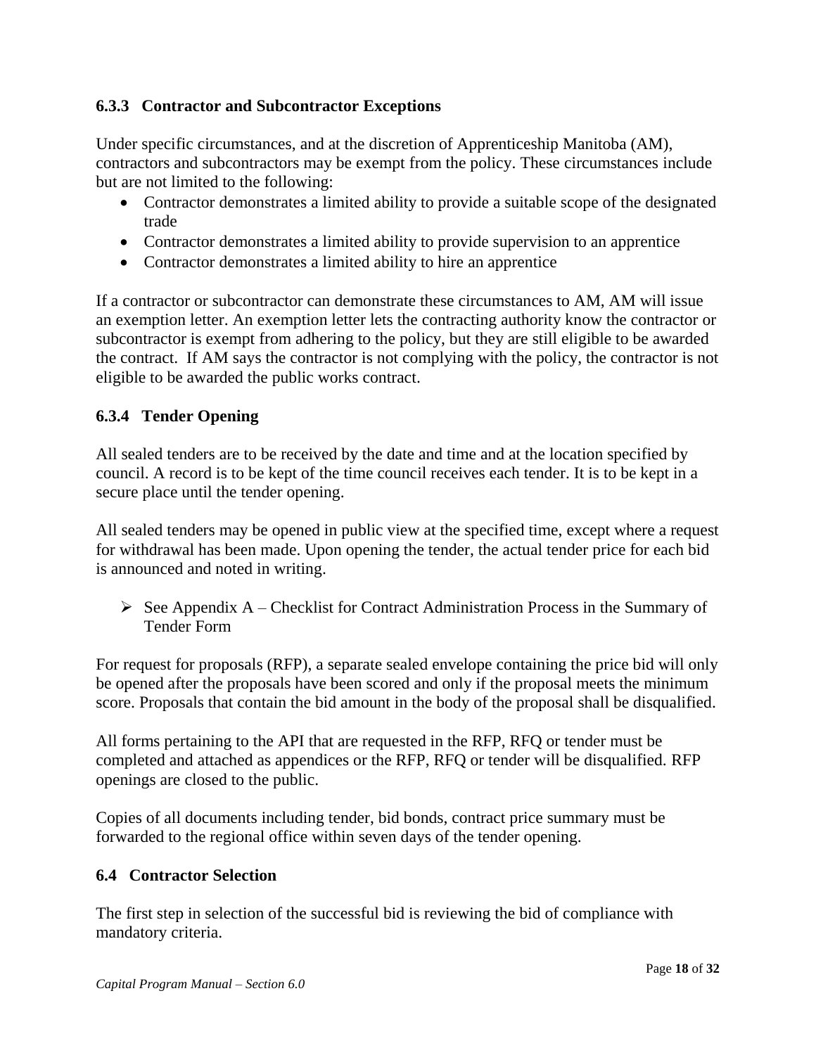### 6.3.3 Contractor and Subcontractor Exceptions

Under specific circumstances, and at the discretion of Apprenticeship Manitoba (AM), contractors and subcontractors may be exempt from the policy. These circumstances include but are not limited to the following:

- Contractor demonstrates a limited ability to provide a suitable scope of the designated trade
- Contractor demonstrates a limited ability to provide supervision to an apprentice
- Contractor demonstrates a limited ability to hire an apprentice

If a contractor or subcontractor can demonstrate these circumstances to AM, AM will issue an exemption letter. An exemption letter lets the contracting authority know the contractor or subcontractor is exempt from adhering to the policy, but they are still eligible to be awarded the contract. If AM says the contractor is not complying with the policy, the contractor is not eligible to be awarded the public works contract.

### 6.3.4 Tender Opening

All sealed tenders are to be received by the date and time and at the location specified by council. A record is to be kept of the time council receives each tender. It is to be kept in a secure place until the tender opening.

All sealed tenders may be opened in public view at the specified time, except where a request for withdrawal has been made. Upon opening the tender, the actual tender price for each bid is announced and noted in writing.

➢ See Appendix A – Checklist for Contract Administration Process in the Summary of Tender Form

For request for proposals (RFP), a separate sealed envelope containing the price bid will only be opened after the proposals have been scored and only if the proposal meets the minimum score. Proposals that contain the bid amount in the body of the proposal shall be disqualified.

All forms pertaining to the API that are requested in the RFP, RFQ or tender must be completed and attached as appendices or the RFP, RFQ or tender will be disqualified. RFP openings are closed to the public.

Copies of all documents including tender, bid bonds, contract price summary must be forwarded to the regional office within seven days of the tender opening.

## 6.4 Contractor Selection

The first step in selection of the successful bid is reviewing the bid of compliance with mandatory criteria.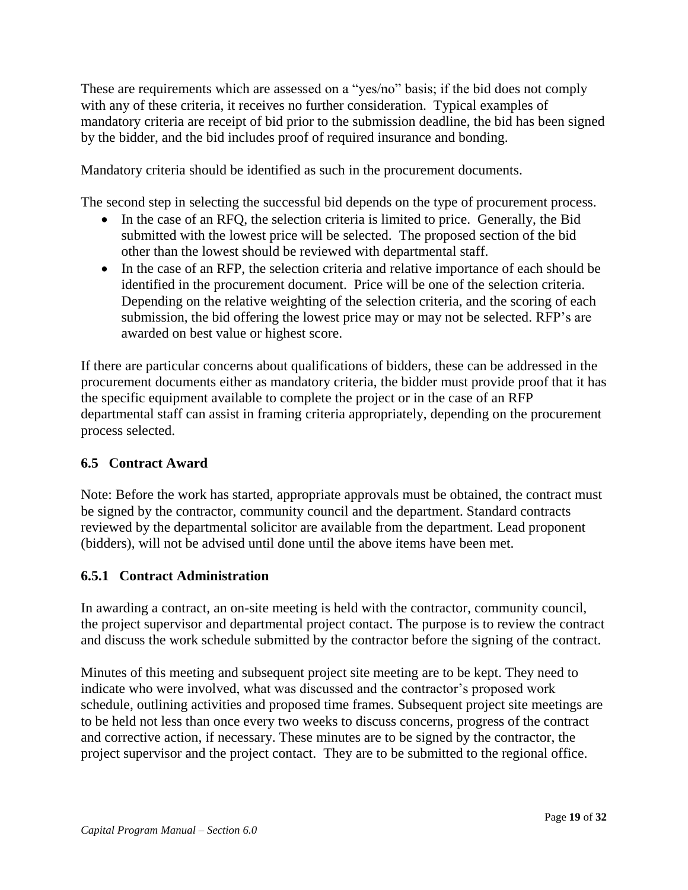These are requirements which are assessed on a "yes/no" basis; if the bid does not comply with any of these criteria, it receives no further consideration. Typical examples of mandatory criteria are receipt of bid prior to the submission deadline, the bid has been signed by the bidder, and the bid includes proof of required insurance and bonding.

Mandatory criteria should be identified as such in the procurement documents.

The second step in selecting the successful bid depends on the type of procurement process.

- In the case of an RFQ, the selection criteria is limited to price. Generally, the Bid submitted with the lowest price will be selected. The proposed section of the bid other than the lowest should be reviewed with departmental staff.
- In the case of an RFP, the selection criteria and relative importance of each should be identified in the procurement document. Price will be one of the selection criteria. Depending on the relative weighting of the selection criteria, and the scoring of each submission, the bid offering the lowest price may or may not be selected. RFP's are awarded on best value or highest score.

If there are particular concerns about qualifications of bidders, these can be addressed in the procurement documents either as mandatory criteria, the bidder must provide proof that it has the specific equipment available to complete the project or in the case of an RFP departmental staff can assist in framing criteria appropriately, depending on the procurement process selected.

### 6.5 Contract Award

Note: Before the work has started, appropriate approvals must be obtained, the contract must be signed by the contractor, community council and the department. Standard contracts reviewed by the departmental solicitor are available from the department. Lead proponent (bidders), will not be advised until done until the above items have been met.

#### 6.5.1 Contract Administration

In awarding a contract, an on-site meeting is held with the contractor, community council, the project supervisor and departmental project contact. The purpose is to review the contract and discuss the work schedule submitted by the contractor before the signing of the contract.

Minutes of this meeting and subsequent project site meeting are to be kept. They need to indicate who were involved, what was discussed and the contractor's proposed work schedule, outlining activities and proposed time frames. Subsequent project site meetings are to be held not less than once every two weeks to discuss concerns, progress of the contract and corrective action, if necessary. These minutes are to be signed by the contractor, the project supervisor and the project contact. They are to be submitted to the regional office.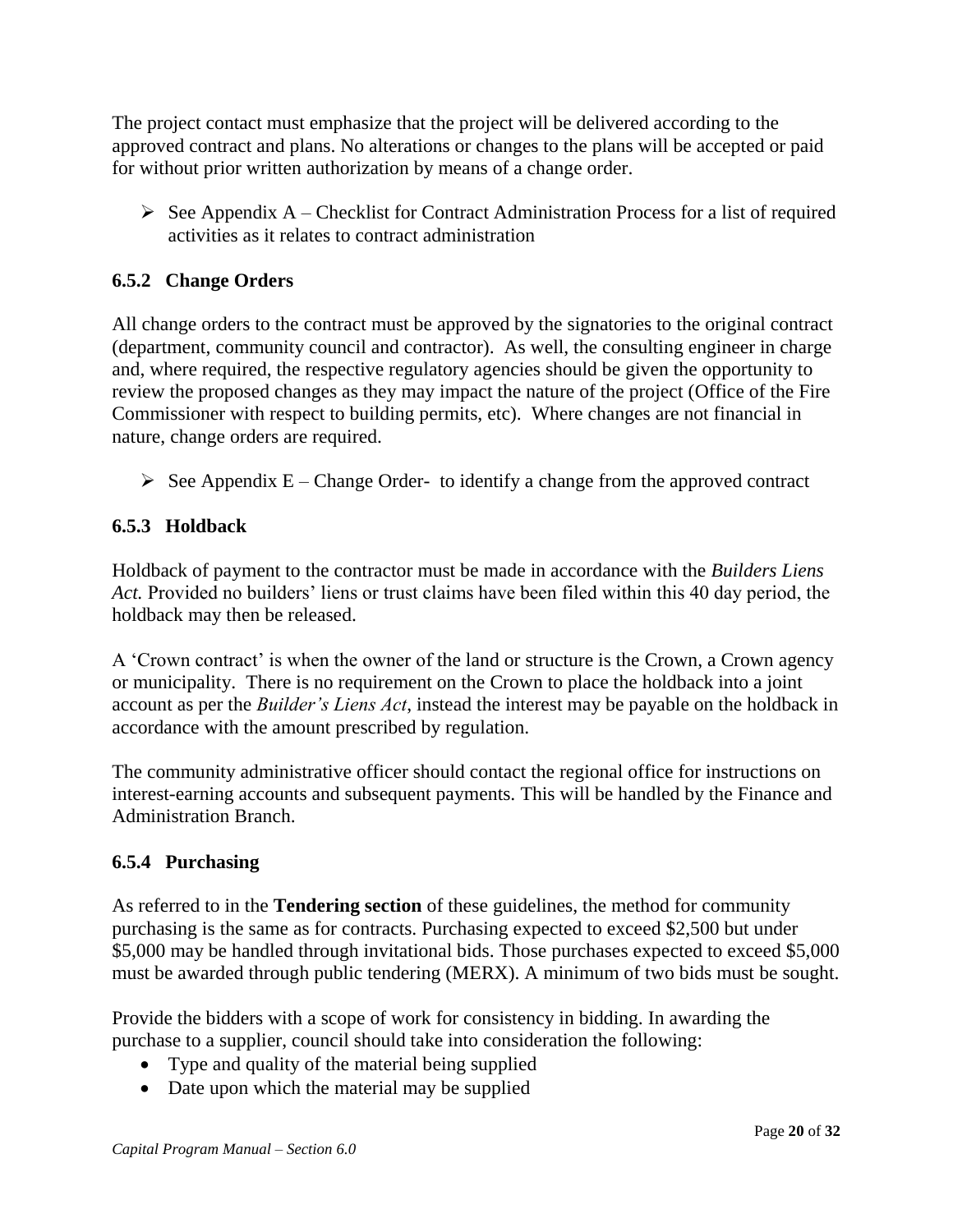The project contact must emphasize that the project will be delivered according to the approved contract and plans. No alterations or changes to the plans will be accepted or paid for without prior written authorization by means of a change order.

- ➢ See Appendix A – Checklist for Contract Administration Process for a list of required activities as it relates to contract administration

### 6.5.2 Change Orders

All change orders to the contract must be approved by the signatories to the original contract (department, community council and contractor). As well, the consulting engineer in charge and, where required, the respective regulatory agencies should be given the opportunity to review the proposed changes as they may impact the nature of the project (Office of the Fire Commissioner with respect to building permits, etc). Where changes are not financial in nature, change orders are required.

- ➢ See Appendix E – Change Order- to identify a change from the approved contract

### 6.5.3 Holdback

Holdback of payment to the contractor must be made in accordance with the *Builders Liens Act.* Provided no builders' liens or trust claims have been filed within this 40 day period, the holdback may then be released.

A 'Crown contract' is when the owner of the land or structure is the Crown, a Crown agency or municipality. There is no requirement on the Crown to place the holdback into a joint account as per the *Builder's Liens Act*, instead the interest may be payable on the holdback in accordance with the amount prescribed by regulation.

The community administrative officer should contact the regional office for instructions on interest-earning accounts and subsequent payments. This will be handled by the Finance and Administration Branch.

### 6.5.4 Purchasing

As referred to in the **Tendering section** of these guidelines, the method for community purchasing is the same as for contracts. Purchasing expected to exceed $2,500 but under $5,000 may be handled through invitational bids. Those purchases expected to exceed $5,000 must be awarded through public tendering (MERX). A minimum of two bids must be sought.

Provide the bidders with a scope of work for consistency in bidding. In awarding the purchase to a supplier, council should take into consideration the following:

- Type and quality of the material being supplied
- Date upon which the material may be supplied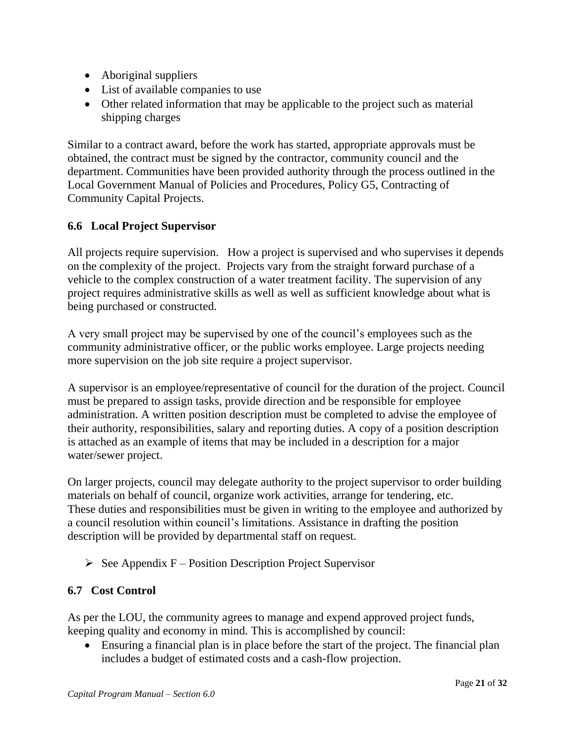- Aboriginal suppliers
- List of available companies to use
- Other related information that may be applicable to the project such as material shipping charges

Similar to a contract award, before the work has started, appropriate approvals must be obtained, the contract must be signed by the contractor, community council and the department. Communities have been provided authority through the process outlined in the Local Government Manual of Policies and Procedures, Policy G5, Contracting of Community Capital Projects.

### 6.6 Local Project Supervisor

All projects require supervision. How a project is supervised and who supervises it depends on the complexity of the project. Projects vary from the straight forward purchase of a vehicle to the complex construction of a water treatment facility. The supervision of any project requires administrative skills as well as well as sufficient knowledge about what is being purchased or constructed.

A very small project may be supervised by one of the council's employees such as the community administrative officer, or the public works employee. Large projects needing more supervision on the job site require a project supervisor.

A supervisor is an employee/representative of council for the duration of the project. Council must be prepared to assign tasks, provide direction and be responsible for employee administration. A written position description must be completed to advise the employee of their authority, responsibilities, salary and reporting duties. A copy of a position description is attached as an example of items that may be included in a description for a major water/sewer project.

On larger projects, council may delegate authority to the project supervisor to order building materials on behalf of council, organize work activities, arrange for tendering, etc. These duties and responsibilities must be given in writing to the employee and authorized by a council resolution within council's limitations. Assistance in drafting the position description will be provided by departmental staff on request.

- See Appendix F – Position Description Project Supervisor

### 6.7 Cost Control

As per the LOU, the community agrees to manage and expend approved project funds, keeping quality and economy in mind. This is accomplished by council:

- Ensuring a financial plan is in place before the start of the project. The financial plan includes a budget of estimated costs and a cash-flow projection.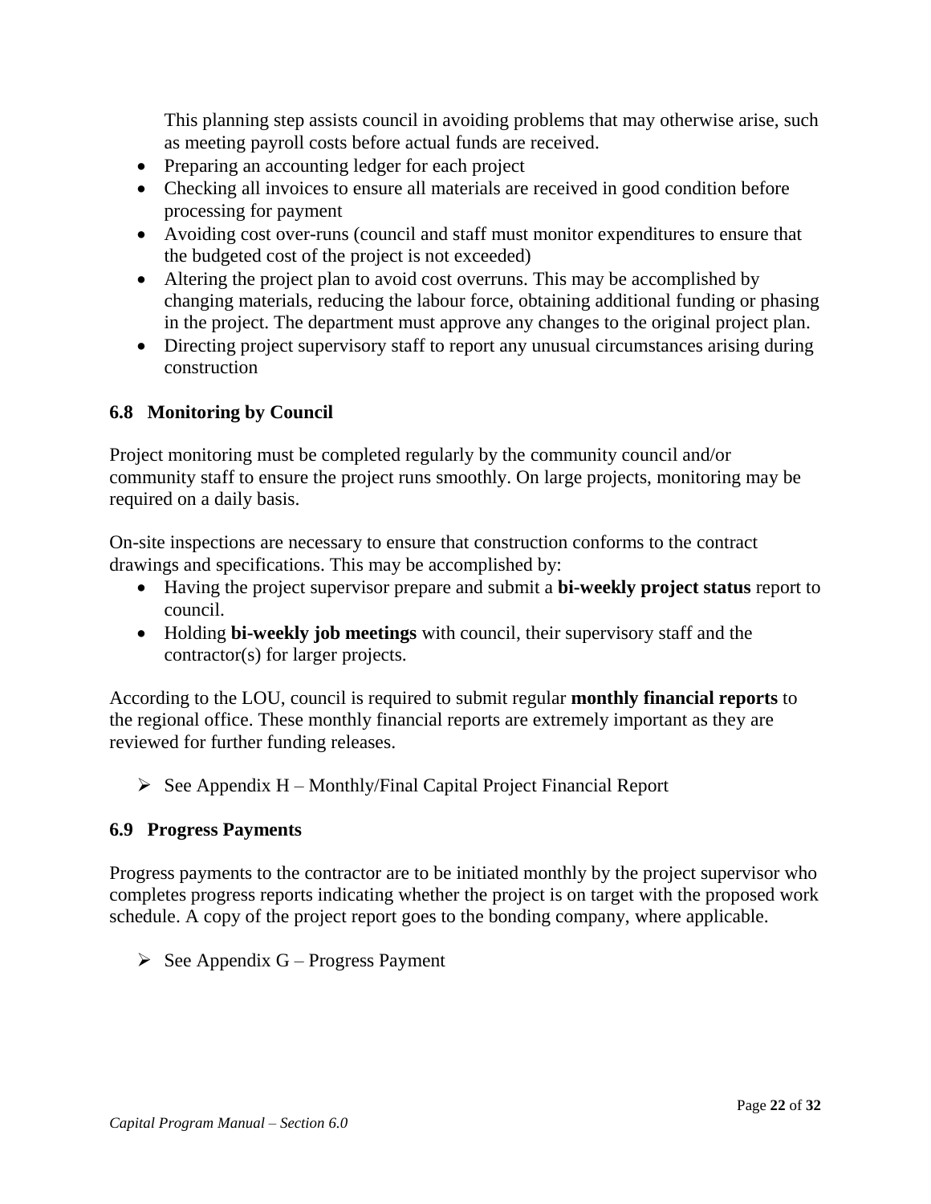This planning step assists council in avoiding problems that may otherwise arise, such as meeting payroll costs before actual funds are received.

- Preparing an accounting ledger for each project
- Checking all invoices to ensure all materials are received in good condition before processing for payment
- Avoiding cost over-runs (council and staff must monitor expenditures to ensure that the budgeted cost of the project is not exceeded)
- Altering the project plan to avoid cost overruns. This may be accomplished by changing materials, reducing the labour force, obtaining additional funding or phasing in the project. The department must approve any changes to the original project plan.
- Directing project supervisory staff to report any unusual circumstances arising during construction

### 6.8 Monitoring by Council

Project monitoring must be completed regularly by the community council and/or community staff to ensure the project runs smoothly. On large projects, monitoring may be required on a daily basis.

On-site inspections are necessary to ensure that construction conforms to the contract drawings and specifications. This may be accomplished by:

- Having the project supervisor prepare and submit a **bi-weekly project status** report to council.
- Holding **bi-weekly job meetings** with council, their supervisory staff and the contractor(s) for larger projects.

According to the LOU, council is required to submit regular **monthly financial reports** to the regional office. These monthly financial reports are extremely important as they are reviewed for further funding releases.

- ➢ See Appendix H – Monthly/Final Capital Project Financial Report

### 6.9 Progress Payments

Progress payments to the contractor are to be initiated monthly by the project supervisor who completes progress reports indicating whether the project is on target with the proposed work schedule. A copy of the project report goes to the bonding company, where applicable.

- ➢ See Appendix G – Progress Payment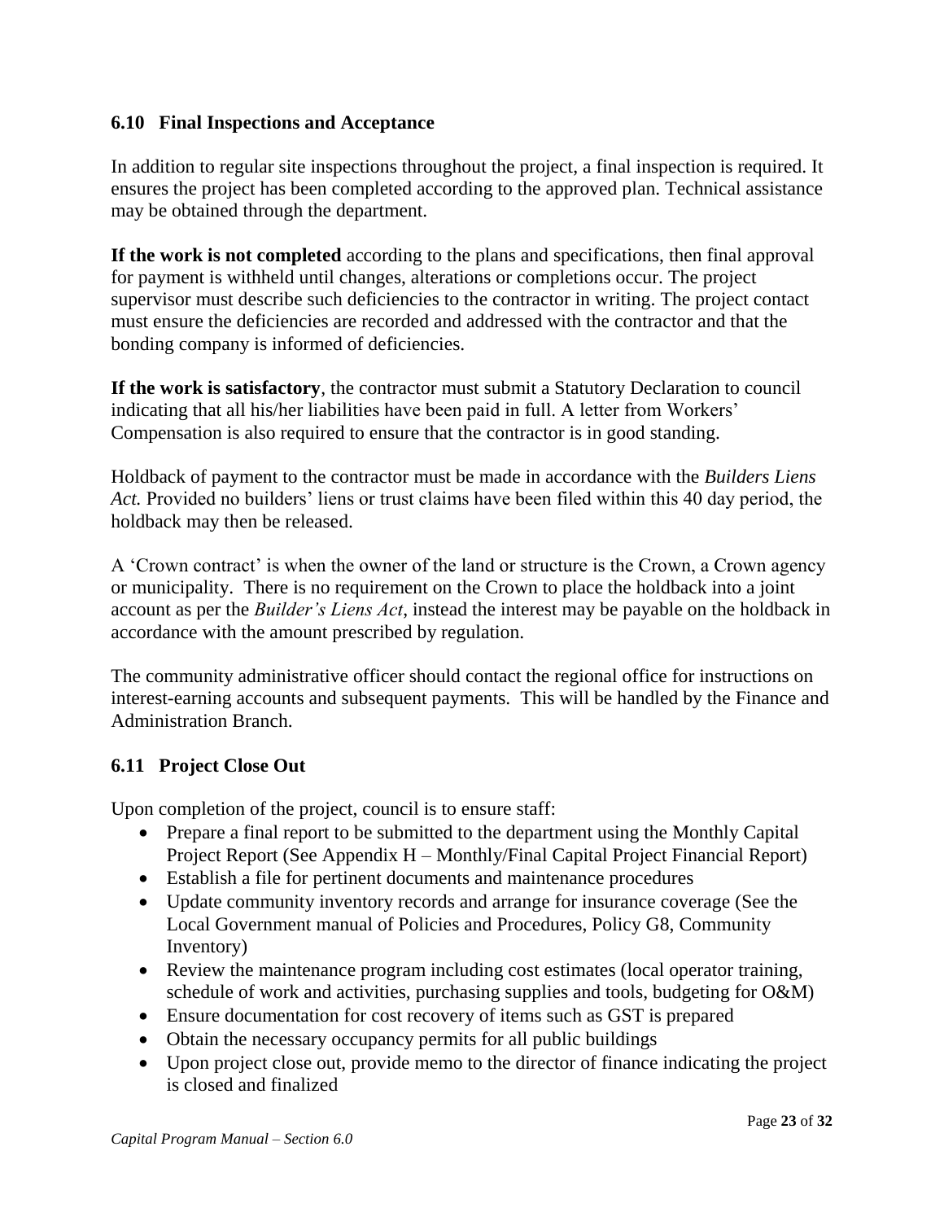### 6.10 Final Inspections and Acceptance

In addition to regular site inspections throughout the project, a final inspection is required. It ensures the project has been completed according to the approved plan. Technical assistance may be obtained through the department.

**If the work is not completed** according to the plans and specifications, then final approval for payment is withheld until changes, alterations or completions occur. The project supervisor must describe such deficiencies to the contractor in writing. The project contact must ensure the deficiencies are recorded and addressed with the contractor and that the bonding company is informed of deficiencies.

**If the work is satisfactory**, the contractor must submit a Statutory Declaration to council indicating that all his/her liabilities have been paid in full. A letter from Workers' Compensation is also required to ensure that the contractor is in good standing.

Holdback of payment to the contractor must be made in accordance with the *Builders Liens Act.* Provided no builders' liens or trust claims have been filed within this 40 day period, the holdback may then be released.

A 'Crown contract' is when the owner of the land or structure is the Crown, a Crown agency or municipality. There is no requirement on the Crown to place the holdback into a joint account as per the *Builder's Liens Act*, instead the interest may be payable on the holdback in accordance with the amount prescribed by regulation.

The community administrative officer should contact the regional office for instructions on interest-earning accounts and subsequent payments. This will be handled by the Finance and Administration Branch.

### 6.11 Project Close Out

Upon completion of the project, council is to ensure staff:

- Prepare a final report to be submitted to the department using the Monthly Capital Project Report (See Appendix H – Monthly/Final Capital Project Financial Report)
- Establish a file for pertinent documents and maintenance procedures
- Update community inventory records and arrange for insurance coverage (See the Local Government manual of Policies and Procedures, Policy G8, Community Inventory)
- Review the maintenance program including cost estimates (local operator training, schedule of work and activities, purchasing supplies and tools, budgeting for O&M)
- Ensure documentation for cost recovery of items such as GST is prepared
- Obtain the necessary occupancy permits for all public buildings
- Upon project close out, provide memo to the director of finance indicating the project is closed and finalized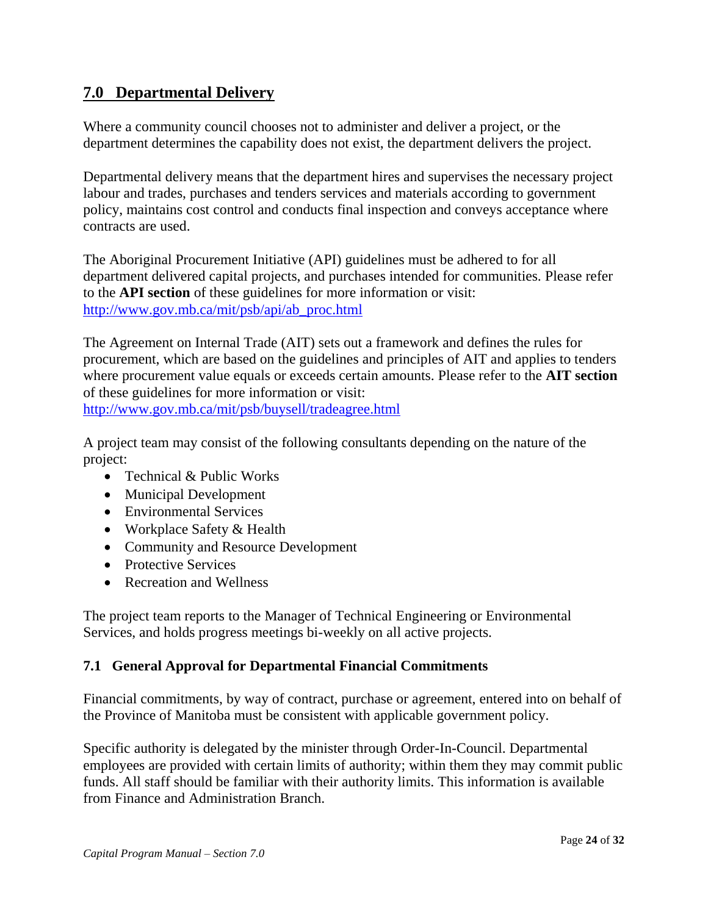## 7.0 Departmental Delivery

Where a community council chooses not to administer and deliver a project, or the department determines the capability does not exist, the department delivers the project.

Departmental delivery means that the department hires and supervises the necessary project labour and trades, purchases and tenders services and materials according to government policy, maintains cost control and conducts final inspection and conveys acceptance where contracts are used.

The Aboriginal Procurement Initiative (API) guidelines must be adhered to for all department delivered capital projects, and purchases intended for communities. Please refer to the **API section** of these guidelines for more information or visit: http://www.gov.mb.ca/mit/psb/api/ab_proc.html

The Agreement on Internal Trade (AIT) sets out a framework and defines the rules for procurement, which are based on the guidelines and principles of AIT and applies to tenders where procurement value equals or exceeds certain amounts. Please refer to the **AIT section** of these guidelines for more information or visit: http://www.gov.mb.ca/mit/psb/buysell/tradeagree.html

A project team may consist of the following consultants depending on the nature of the project:

- Technical & Public Works
- Municipal Development
- Environmental Services
- Workplace Safety & Health
- Community and Resource Development
- Protective Services
- Recreation and Wellness

The project team reports to the Manager of Technical Engineering or Environmental Services, and holds progress meetings bi-weekly on all active projects.

### 7.1 General Approval for Departmental Financial Commitments

Financial commitments, by way of contract, purchase or agreement, entered into on behalf of the Province of Manitoba must be consistent with applicable government policy.

Specific authority is delegated by the minister through Order-In-Council. Departmental employees are provided with certain limits of authority; within them they may commit public funds. All staff should be familiar with their authority limits. This information is available from Finance and Administration Branch.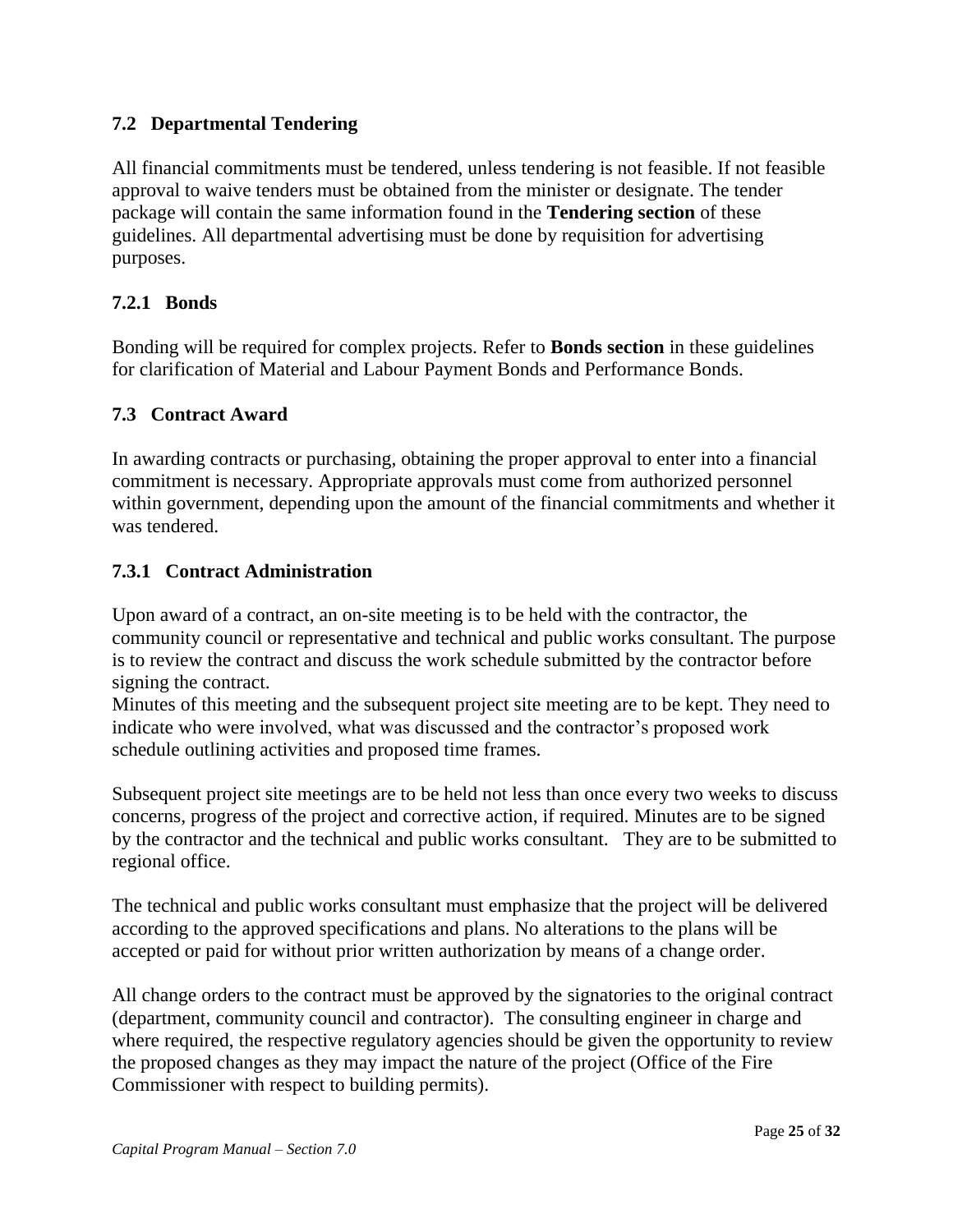### 7.2 Departmental Tendering

All financial commitments must be tendered, unless tendering is not feasible. If not feasible approval to waive tenders must be obtained from the minister or designate. The tender package will contain the same information found in the **Tendering section** of these guidelines. All departmental advertising must be done by requisition for advertising purposes.

#### 7.2.1 Bonds

Bonding will be required for complex projects. Refer to **Bonds section** in these guidelines for clarification of Material and Labour Payment Bonds and Performance Bonds.

### 7.3 Contract Award

In awarding contracts or purchasing, obtaining the proper approval to enter into a financial commitment is necessary. Appropriate approvals must come from authorized personnel within government, depending upon the amount of the financial commitments and whether it was tendered.

#### 7.3.1 Contract Administration

Upon award of a contract, an on-site meeting is to be held with the contractor, the community council or representative and technical and public works consultant. The purpose is to review the contract and discuss the work schedule submitted by the contractor before signing the contract.
Minutes of this meeting and the subsequent project site meeting are to be kept. They need to indicate who were involved, what was discussed and the contractor's proposed work schedule outlining activities and proposed time frames.

Subsequent project site meetings are to be held not less than once every two weeks to discuss concerns, progress of the project and corrective action, if required. Minutes are to be signed by the contractor and the technical and public works consultant. They are to be submitted to regional office.

The technical and public works consultant must emphasize that the project will be delivered according to the approved specifications and plans. No alterations to the plans will be accepted or paid for without prior written authorization by means of a change order.

All change orders to the contract must be approved by the signatories to the original contract (department, community council and contractor). The consulting engineer in charge and where required, the respective regulatory agencies should be given the opportunity to review the proposed changes as they may impact the nature of the project (Office of the Fire Commissioner with respect to building permits).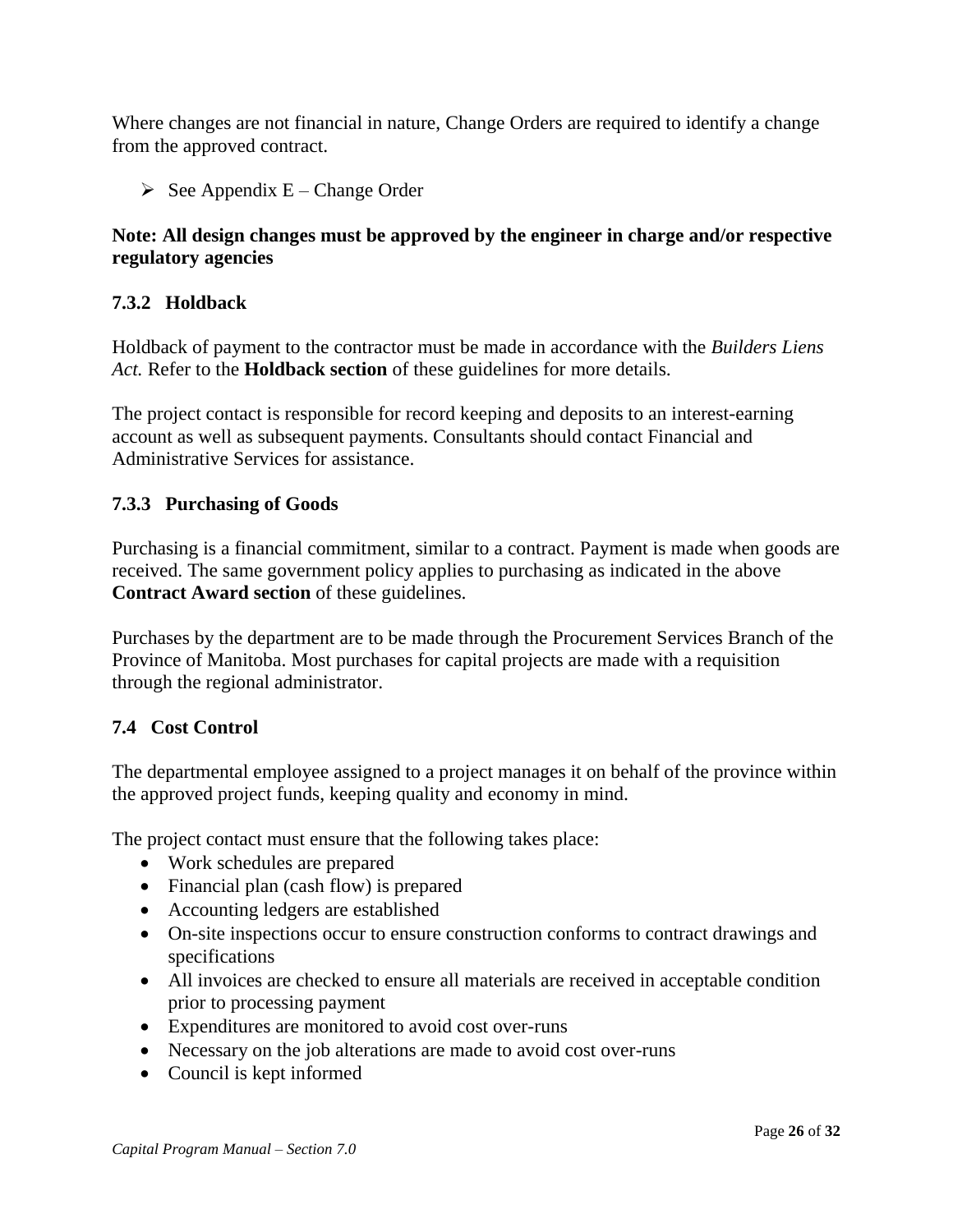Where changes are not financial in nature, Change Orders are required to identify a change from the approved contract.

➢ See Appendix E – Change Order

**Note: All design changes must be approved by the engineer in charge and/or respective regulatory agencies**

### 7.3.2 Holdback

Holdback of payment to the contractor must be made in accordance with the *Builders Liens Act.* Refer to the **Holdback section** of these guidelines for more details.

The project contact is responsible for record keeping and deposits to an interest-earning account as well as subsequent payments. Consultants should contact Financial and Administrative Services for assistance.

### 7.3.3 Purchasing of Goods

Purchasing is a financial commitment, similar to a contract. Payment is made when goods are received. The same government policy applies to purchasing as indicated in the above **Contract Award section** of these guidelines.

Purchases by the department are to be made through the Procurement Services Branch of the Province of Manitoba. Most purchases for capital projects are made with a requisition through the regional administrator.

## 7.4 Cost Control

The departmental employee assigned to a project manages it on behalf of the province within the approved project funds, keeping quality and economy in mind.

The project contact must ensure that the following takes place:

- Work schedules are prepared
- Financial plan (cash flow) is prepared
- Accounting ledgers are established
- On-site inspections occur to ensure construction conforms to contract drawings and specifications
- All invoices are checked to ensure all materials are received in acceptable condition prior to processing payment
- Expenditures are monitored to avoid cost over-runs
- Necessary on the job alterations are made to avoid cost over-runs
- Council is kept informed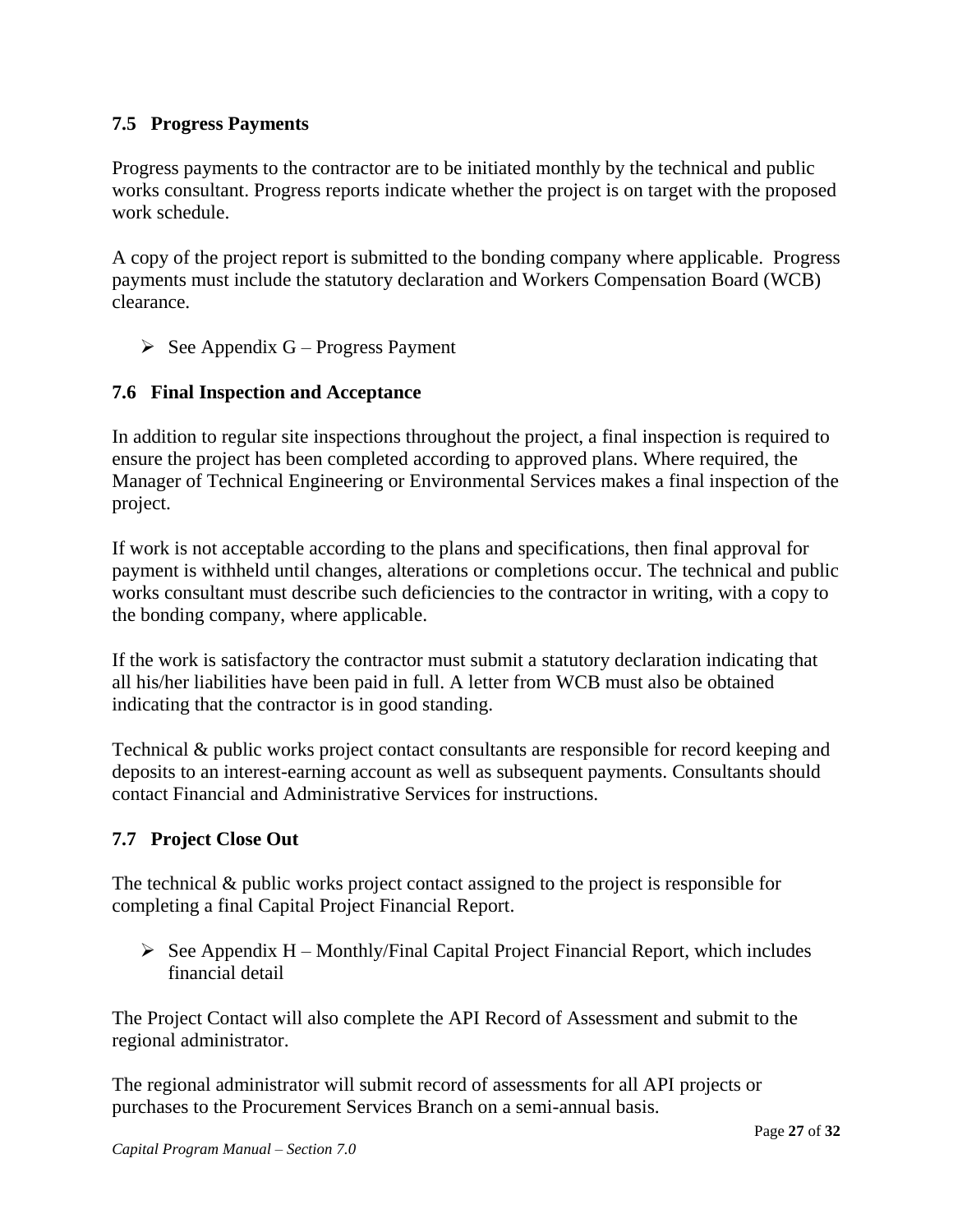### 7.5 Progress Payments

Progress payments to the contractor are to be initiated monthly by the technical and public works consultant. Progress reports indicate whether the project is on target with the proposed work schedule.

A copy of the project report is submitted to the bonding company where applicable. Progress payments must include the statutory declaration and Workers Compensation Board (WCB) clearance.

- See Appendix G – Progress Payment

### 7.6 Final Inspection and Acceptance

In addition to regular site inspections throughout the project, a final inspection is required to ensure the project has been completed according to approved plans. Where required, the Manager of Technical Engineering or Environmental Services makes a final inspection of the project.

If work is not acceptable according to the plans and specifications, then final approval for payment is withheld until changes, alterations or completions occur. The technical and public works consultant must describe such deficiencies to the contractor in writing, with a copy to the bonding company, where applicable.

If the work is satisfactory the contractor must submit a statutory declaration indicating that all his/her liabilities have been paid in full. A letter from WCB must also be obtained indicating that the contractor is in good standing.

Technical & public works project contact consultants are responsible for record keeping and deposits to an interest-earning account as well as subsequent payments. Consultants should contact Financial and Administrative Services for instructions.

### 7.7 Project Close Out

The technical & public works project contact assigned to the project is responsible for completing a final Capital Project Financial Report.

- See Appendix H – Monthly/Final Capital Project Financial Report, which includes financial detail

The Project Contact will also complete the API Record of Assessment and submit to the regional administrator.

The regional administrator will submit record of assessments for all API projects or purchases to the Procurement Services Branch on a semi-annual basis.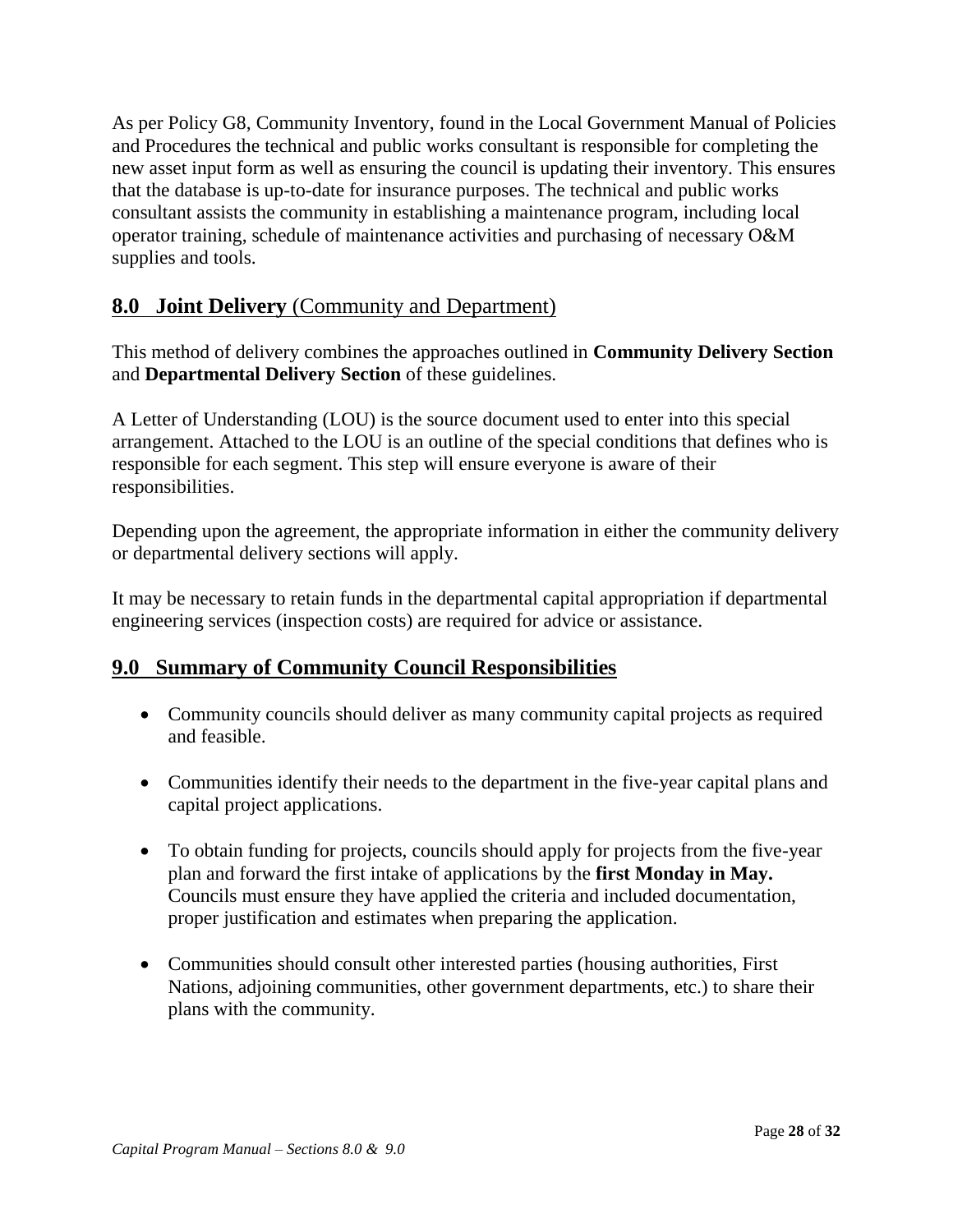As per Policy G8, Community Inventory, found in the Local Government Manual of Policies and Procedures the technical and public works consultant is responsible for completing the new asset input form as well as ensuring the council is updating their inventory. This ensures that the database is up-to-date for insurance purposes. The technical and public works consultant assists the community in establishing a maintenance program, including local operator training, schedule of maintenance activities and purchasing of necessary O&M supplies and tools.

## 8.0 Joint Delivery (Community and Department)

This method of delivery combines the approaches outlined in **Community Delivery Section** and **Departmental Delivery Section** of these guidelines.

A Letter of Understanding (LOU) is the source document used to enter into this special arrangement. Attached to the LOU is an outline of the special conditions that defines who is responsible for each segment. This step will ensure everyone is aware of their responsibilities.

Depending upon the agreement, the appropriate information in either the community delivery or departmental delivery sections will apply.

It may be necessary to retain funds in the departmental capital appropriation if departmental engineering services (inspection costs) are required for advice or assistance.

## 9.0 Summary of Community Council Responsibilities

- Community councils should deliver as many community capital projects as required and feasible.
- Communities identify their needs to the department in the five-year capital plans and capital project applications.
- To obtain funding for projects, councils should apply for projects from the five-year plan and forward the first intake of applications by the **first Monday in May.** Councils must ensure they have applied the criteria and included documentation, proper justification and estimates when preparing the application.
- Communities should consult other interested parties (housing authorities, First Nations, adjoining communities, other government departments, etc.) to share their plans with the community.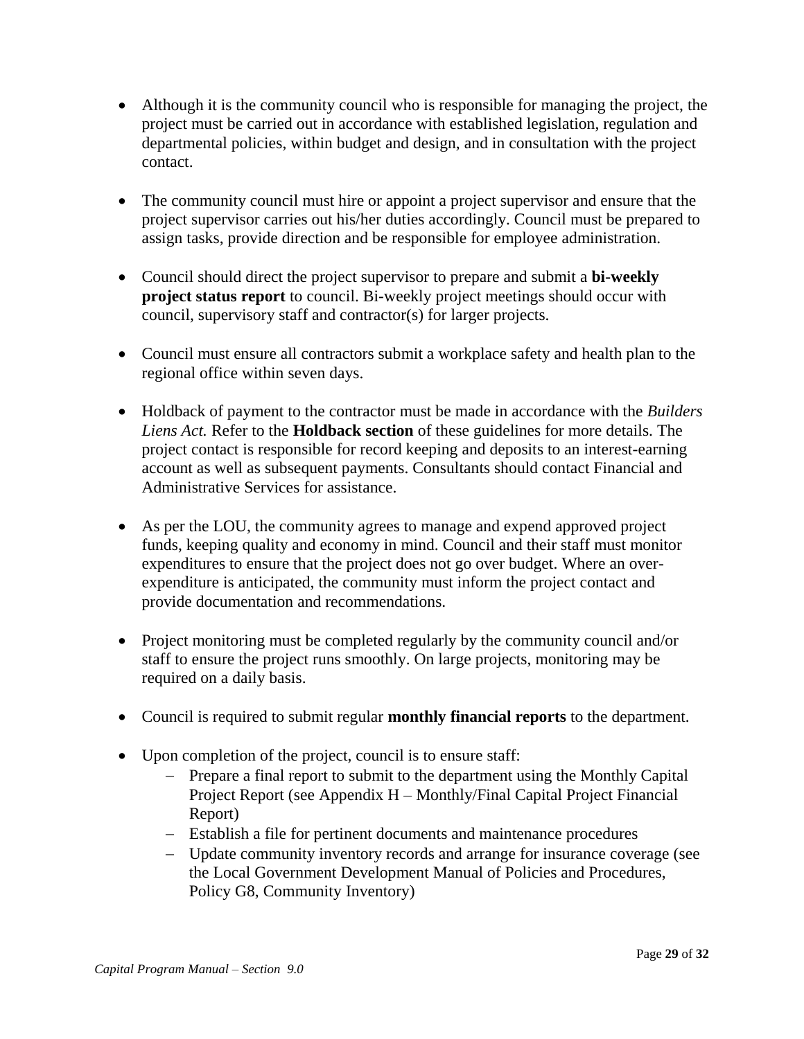- Although it is the community council who is responsible for managing the project, the project must be carried out in accordance with established legislation, regulation and departmental policies, within budget and design, and in consultation with the project contact.

- The community council must hire or appoint a project supervisor and ensure that the project supervisor carries out his/her duties accordingly. Council must be prepared to assign tasks, provide direction and be responsible for employee administration.

- Council should direct the project supervisor to prepare and submit a **bi-weekly project status report** to council. Bi-weekly project meetings should occur with council, supervisory staff and contractor(s) for larger projects.

- Council must ensure all contractors submit a workplace safety and health plan to the regional office within seven days.

- Holdback of payment to the contractor must be made in accordance with the *Builders Liens Act.* Refer to the **Holdback section** of these guidelines for more details. The project contact is responsible for record keeping and deposits to an interest-earning account as well as subsequent payments. Consultants should contact Financial and Administrative Services for assistance.

- As per the LOU, the community agrees to manage and expend approved project funds, keeping quality and economy in mind. Council and their staff must monitor expenditures to ensure that the project does not go over budget. Where an over-expenditure is anticipated, the community must inform the project contact and provide documentation and recommendations.

- Project monitoring must be completed regularly by the community council and/or staff to ensure the project runs smoothly. On large projects, monitoring may be required on a daily basis.

- Council is required to submit regular **monthly financial reports** to the department.

- Upon completion of the project, council is to ensure staff:
  - Prepare a final report to submit to the department using the Monthly Capital Project Report (see Appendix H – Monthly/Final Capital Project Financial Report)
  - Establish a file for pertinent documents and maintenance procedures
  - Update community inventory records and arrange for insurance coverage (see the Local Government Development Manual of Policies and Procedures, Policy G8, Community Inventory)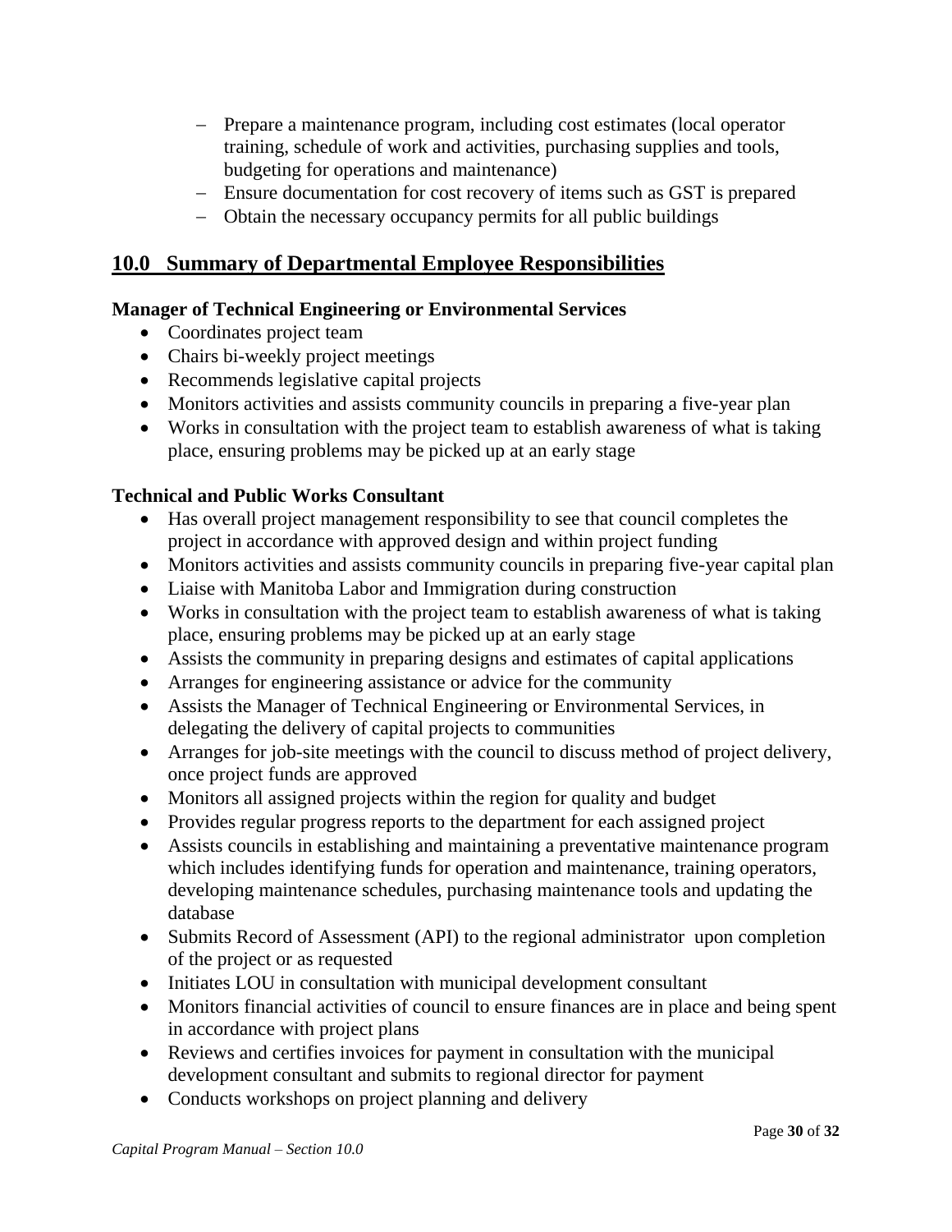- Prepare a maintenance program, including cost estimates (local operator training, schedule of work and activities, purchasing supplies and tools, budgeting for operations and maintenance)
- Ensure documentation for cost recovery of items such as GST is prepared
- Obtain the necessary occupancy permits for all public buildings

## 10.0 Summary of Departmental Employee Responsibilities

**Manager of Technical Engineering or Environmental Services**

- Coordinates project team
- Chairs bi-weekly project meetings
- Recommends legislative capital projects
- Monitors activities and assists community councils in preparing a five-year plan
- Works in consultation with the project team to establish awareness of what is taking place, ensuring problems may be picked up at an early stage

**Technical and Public Works Consultant**

- Has overall project management responsibility to see that council completes the project in accordance with approved design and within project funding
- Monitors activities and assists community councils in preparing five-year capital plan
- Liaise with Manitoba Labor and Immigration during construction
- Works in consultation with the project team to establish awareness of what is taking place, ensuring problems may be picked up at an early stage
- Assists the community in preparing designs and estimates of capital applications
- Arranges for engineering assistance or advice for the community
- Assists the Manager of Technical Engineering or Environmental Services, in delegating the delivery of capital projects to communities
- Arranges for job-site meetings with the council to discuss method of project delivery, once project funds are approved
- Monitors all assigned projects within the region for quality and budget
- Provides regular progress reports to the department for each assigned project
- Assists councils in establishing and maintaining a preventative maintenance program which includes identifying funds for operation and maintenance, training operators, developing maintenance schedules, purchasing maintenance tools and updating the database
- Submits Record of Assessment (API) to the regional administrator upon completion of the project or as requested
- Initiates LOU in consultation with municipal development consultant
- Monitors financial activities of council to ensure finances are in place and being spent in accordance with project plans
- Reviews and certifies invoices for payment in consultation with the municipal development consultant and submits to regional director for payment
- Conducts workshops on project planning and delivery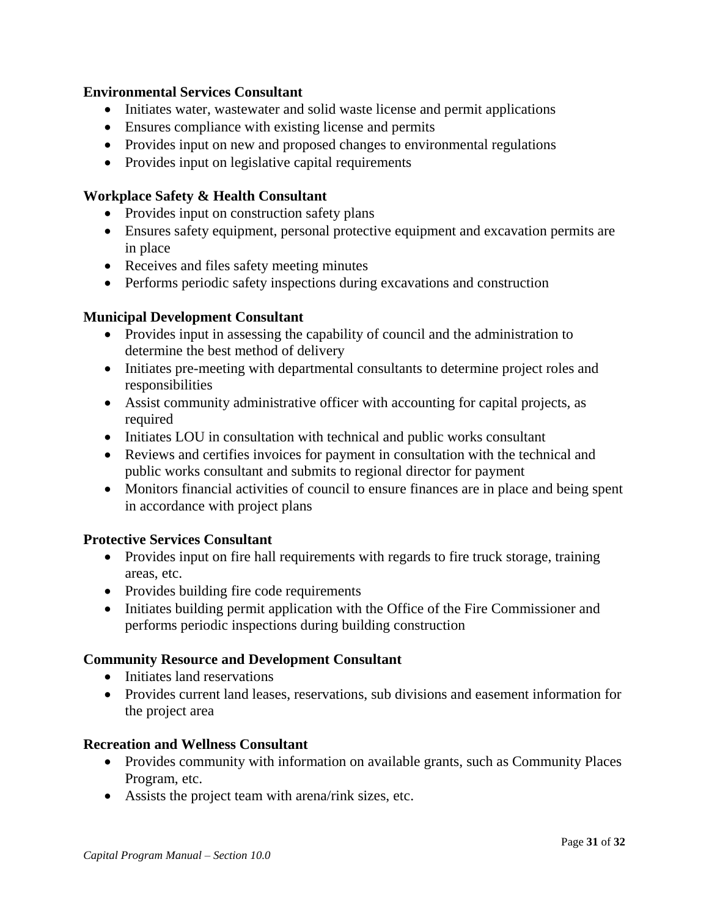**Environmental Services Consultant**

- Initiates water, wastewater and solid waste license and permit applications
- Ensures compliance with existing license and permits
- Provides input on new and proposed changes to environmental regulations
- Provides input on legislative capital requirements

**Workplace Safety & Health Consultant**

- Provides input on construction safety plans
- Ensures safety equipment, personal protective equipment and excavation permits are in place
- Receives and files safety meeting minutes
- Performs periodic safety inspections during excavations and construction

**Municipal Development Consultant**

- Provides input in assessing the capability of council and the administration to determine the best method of delivery
- Initiates pre-meeting with departmental consultants to determine project roles and responsibilities
- Assist community administrative officer with accounting for capital projects, as required
- Initiates LOU in consultation with technical and public works consultant
- Reviews and certifies invoices for payment in consultation with the technical and public works consultant and submits to regional director for payment
- Monitors financial activities of council to ensure finances are in place and being spent in accordance with project plans

**Protective Services Consultant**

- Provides input on fire hall requirements with regards to fire truck storage, training areas, etc.
- Provides building fire code requirements
- Initiates building permit application with the Office of the Fire Commissioner and performs periodic inspections during building construction

**Community Resource and Development Consultant**

- Initiates land reservations
- Provides current land leases, reservations, sub divisions and easement information for the project area

**Recreation and Wellness Consultant**

- Provides community with information on available grants, such as Community Places Program, etc.
- Assists the project team with arena/rink sizes, etc.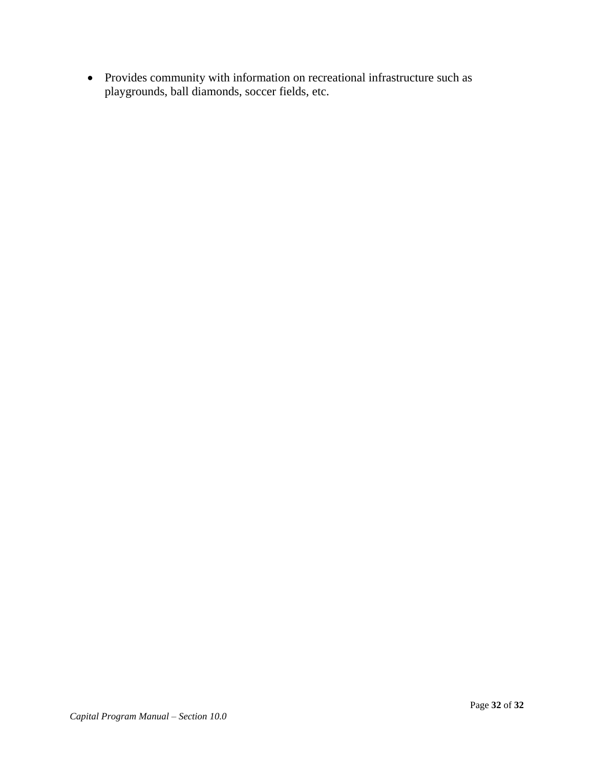- Provides community with information on recreational infrastructure such as playgrounds, ball diamonds, soccer fields, etc.